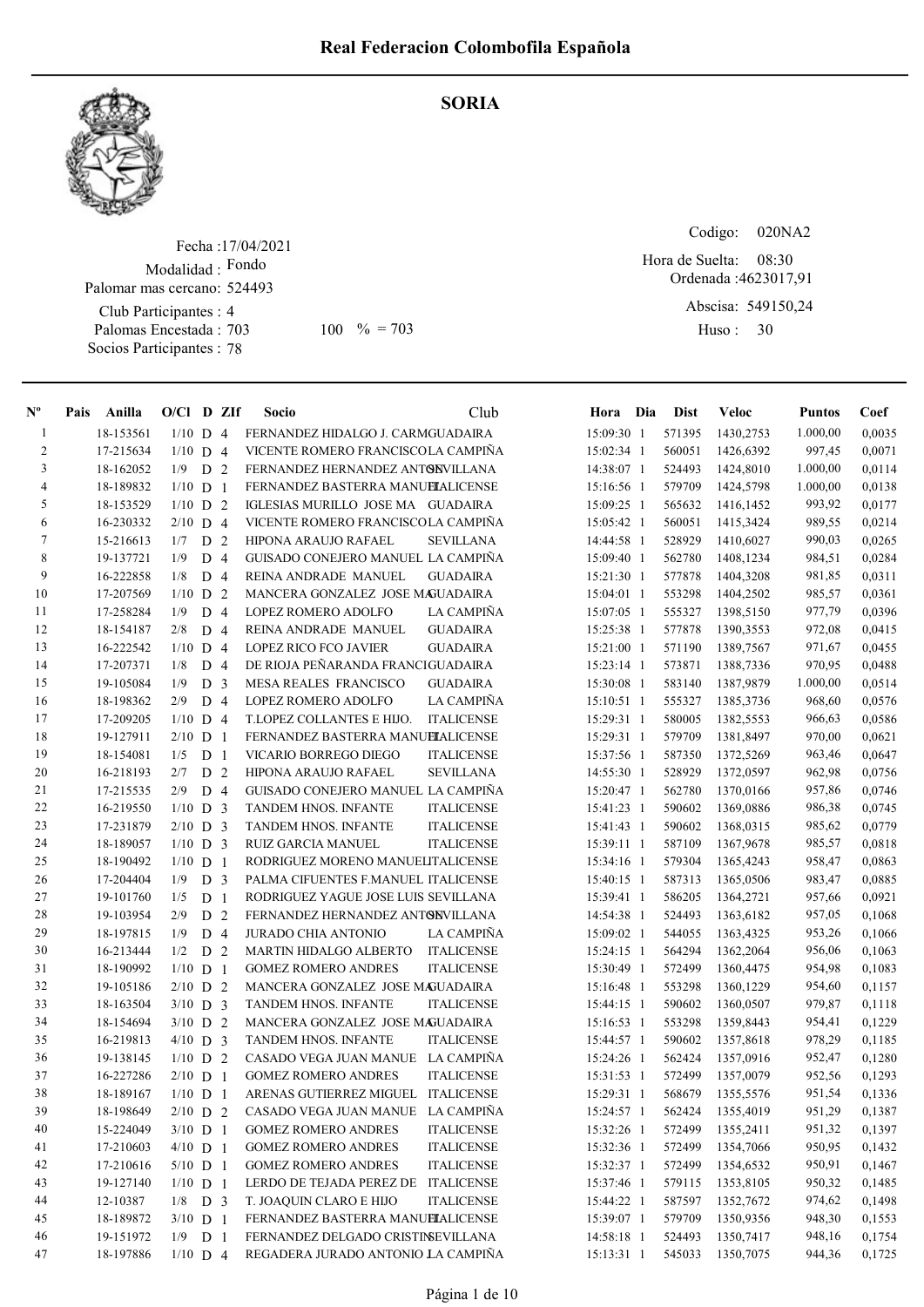# Real Federacion Colombofila Española

## SORIA

Fecha :17/04/2021
Modalidad : Fondo
Palomar mas cercano: 524493
Club Participantes : 4
Palomas Encestada : 703 100 % = 703
Socios Participantes : 78

Codigo: 020NA2
Hora de Suelta: 08:30
Ordenada :4623017,91
Abscisa: 549150,24
Huso : 30

| Nº | Pais | Anilla | O/Cl | D | ZIf | Socio | Club | Hora | Dia | Dist | Veloc | Puntos | Coef |
|---|---|---|---|---|---|---|---|---|---|---|---|---|---|
| 1 | | 18-153561 | 1/10 | D | 4 | FERNANDEZ HIDALGO J. CARM | GUADAIRA | 15:09:30 | 1 | 571395 | 1430,2753 | 1.000,00 | 0,0035 |
| 2 | | 17-215634 | 1/10 | D | 4 | VICENTE ROMERO FRANCISCO | LA CAMPIÑA | 15:02:34 | 1 | 560051 | 1426,6392 | 997,45 | 0,0071 |
| 3 | | 18-162052 | 1/9 | D | 2 | FERNANDEZ HERNANDEZ ANTON | SEVILLANA | 14:38:07 | 1 | 524493 | 1424,8010 | 1.000,00 | 0,0114 |
| 4 | | 18-189832 | 1/10 | D | 1 | FERNANDEZ BASTERRA MANUEL | ITALICENSE | 15:16:56 | 1 | 579709 | 1424,5798 | 1.000,00 | 0,0138 |
| 5 | | 18-153529 | 1/10 | D | 2 | IGLESIAS MURILLO JOSE MA | GUADAIRA | 15:09:25 | 1 | 565632 | 1416,1452 | 993,92 | 0,0177 |
| 6 | | 16-230332 | 2/10 | D | 4 | VICENTE ROMERO FRANCISCO | LA CAMPIÑA | 15:05:42 | 1 | 560051 | 1415,3424 | 989,55 | 0,0214 |
| 7 | | 15-216613 | 1/7 | D | 2 | HIPONA ARAUJO RAFAEL | SEVILLANA | 14:44:58 | 1 | 528929 | 1410,6027 | 990,03 | 0,0265 |
| 8 | | 19-137721 | 1/9 | D | 4 | GUISADO CONEJERO MANUEL | LA CAMPIÑA | 15:09:40 | 1 | 562780 | 1408,1234 | 984,51 | 0,0284 |
| 9 | | 16-222858 | 1/8 | D | 4 | REINA ANDRADE MANUEL | GUADAIRA | 15:21:30 | 1 | 577878 | 1404,3208 | 981,85 | 0,0311 |
| 10 | | 17-207569 | 1/10 | D | 2 | MANCERA GONZALEZ JOSE MA | GUADAIRA | 15:04:01 | 1 | 553298 | 1404,2502 | 985,57 | 0,0361 |
| 11 | | 17-258284 | 1/9 | D | 4 | LOPEZ ROMERO ADOLFO | LA CAMPIÑA | 15:07:05 | 1 | 555327 | 1398,5150 | 977,79 | 0,0396 |
| 12 | | 18-154187 | 2/8 | D | 4 | REINA ANDRADE MANUEL | GUADAIRA | 15:25:38 | 1 | 577878 | 1390,3553 | 972,08 | 0,0415 |
| 13 | | 16-222542 | 1/10 | D | 4 | LOPEZ RICO FCO JAVIER | GUADAIRA | 15:21:00 | 1 | 571190 | 1389,7567 | 971,67 | 0,0455 |
| 14 | | 17-207371 | 1/8 | D | 4 | DE RIOJA PEÑARANDA FRANCI | GUADAIRA | 15:23:14 | 1 | 573871 | 1388,7336 | 970,95 | 0,0488 |
| 15 | | 19-105084 | 1/9 | D | 3 | MESA REALES FRANCISCO | GUADAIRA | 15:30:08 | 1 | 583140 | 1387,9879 | 1.000,00 | 0,0514 |
| 16 | | 18-198362 | 2/9 | D | 4 | LOPEZ ROMERO ADOLFO | LA CAMPIÑA | 15:10:51 | 1 | 555327 | 1385,3736 | 968,60 | 0,0576 |
| 17 | | 17-209205 | 1/10 | D | 4 | T.LOPEZ COLLANTES E HIJO. | ITALICENSE | 15:29:31 | 1 | 580005 | 1382,5553 | 966,63 | 0,0586 |
| 18 | | 19-127911 | 2/10 | D | 1 | FERNANDEZ BASTERRA MANUEL | ITALICENSE | 15:29:31 | 1 | 579709 | 1381,8497 | 970,00 | 0,0621 |
| 19 | | 18-154081 | 1/5 | D | 1 | VICARIO BORREGO DIEGO | ITALICENSE | 15:37:56 | 1 | 587350 | 1372,5269 | 963,46 | 0,0647 |
| 20 | | 16-218193 | 2/7 | D | 2 | HIPONA ARAUJO RAFAEL | SEVILLANA | 14:55:30 | 1 | 528929 | 1372,0597 | 962,98 | 0,0756 |
| 21 | | 17-215535 | 2/9 | D | 4 | GUISADO CONEJERO MANUEL | LA CAMPIÑA | 15:20:47 | 1 | 562780 | 1370,0166 | 957,86 | 0,0746 |
| 22 | | 16-219550 | 1/10 | D | 3 | TANDEM HNOS. INFANTE | ITALICENSE | 15:41:23 | 1 | 590602 | 1369,0886 | 986,38 | 0,0745 |
| 23 | | 17-231879 | 2/10 | D | 3 | TANDEM HNOS. INFANTE | ITALICENSE | 15:41:43 | 1 | 590602 | 1368,0315 | 985,62 | 0,0779 |
| 24 | | 18-189057 | 1/10 | D | 3 | RUIZ GARCIA MANUEL | ITALICENSE | 15:39:11 | 1 | 587109 | 1367,9678 | 985,57 | 0,0818 |
| 25 | | 18-190492 | 1/10 | D | 1 | RODRIGUEZ MORENO MANUEL | ITALICENSE | 15:34:16 | 1 | 579304 | 1365,4243 | 958,47 | 0,0863 |
| 26 | | 17-204404 | 1/9 | D | 3 | PALMA CIFUENTES F.MANUEL | ITALICENSE | 15:40:15 | 1 | 587313 | 1365,0506 | 983,47 | 0,0885 |
| 27 | | 19-101760 | 1/5 | D | 1 | RODRIGUEZ YAGUE JOSE LUIS | SEVILLANA | 15:39:41 | 1 | 586205 | 1364,2721 | 957,66 | 0,0921 |
| 28 | | 19-103954 | 2/9 | D | 2 | FERNANDEZ HERNANDEZ ANTON | SEVILLANA | 14:54:38 | 1 | 524493 | 1363,6182 | 957,05 | 0,1068 |
| 29 | | 18-197815 | 1/9 | D | 4 | JURADO CHIA ANTONIO | LA CAMPIÑA | 15:09:02 | 1 | 544055 | 1363,4325 | 953,26 | 0,1066 |
| 30 | | 16-213444 | 1/2 | D | 2 | MARTIN HIDALGO ALBERTO | ITALICENSE | 15:24:15 | 1 | 564294 | 1362,2064 | 956,06 | 0,1063 |
| 31 | | 18-190992 | 1/10 | D | 1 | GOMEZ ROMERO ANDRES | ITALICENSE | 15:30:49 | 1 | 572499 | 1360,4475 | 954,98 | 0,1083 |
| 32 | | 19-105186 | 2/10 | D | 2 | MANCERA GONZALEZ JOSE MA | GUADAIRA | 15:16:48 | 1 | 553298 | 1360,1229 | 954,60 | 0,1157 |
| 33 | | 18-163504 | 3/10 | D | 3 | TANDEM HNOS. INFANTE | ITALICENSE | 15:44:15 | 1 | 590602 | 1360,0507 | 979,87 | 0,1118 |
| 34 | | 18-154694 | 3/10 | D | 2 | MANCERA GONZALEZ JOSE MA | GUADAIRA | 15:16:53 | 1 | 553298 | 1359,8443 | 954,41 | 0,1229 |
| 35 | | 16-219813 | 4/10 | D | 3 | TANDEM HNOS. INFANTE | ITALICENSE | 15:44:57 | 1 | 590602 | 1357,8618 | 978,29 | 0,1185 |
| 36 | | 19-138145 | 1/10 | D | 2 | CASADO VEGA JUAN MANUE | LA CAMPIÑA | 15:24:26 | 1 | 562424 | 1357,0916 | 952,47 | 0,1280 |
| 37 | | 16-227286 | 2/10 | D | 1 | GOMEZ ROMERO ANDRES | ITALICENSE | 15:31:53 | 1 | 572499 | 1357,0079 | 952,56 | 0,1293 |
| 38 | | 18-189167 | 1/10 | D | 1 | ARENAS GUTIERREZ MIGUEL | ITALICENSE | 15:29:31 | 1 | 568679 | 1355,5576 | 951,54 | 0,1336 |
| 39 | | 18-198649 | 2/10 | D | 2 | CASADO VEGA JUAN MANUE | LA CAMPIÑA | 15:24:57 | 1 | 562424 | 1355,4019 | 951,29 | 0,1387 |
| 40 | | 15-224049 | 3/10 | D | 1 | GOMEZ ROMERO ANDRES | ITALICENSE | 15:32:26 | 1 | 572499 | 1355,2411 | 951,32 | 0,1397 |
| 41 | | 17-210603 | 4/10 | D | 1 | GOMEZ ROMERO ANDRES | ITALICENSE | 15:32:36 | 1 | 572499 | 1354,7066 | 950,95 | 0,1432 |
| 42 | | 17-210616 | 5/10 | D | 1 | GOMEZ ROMERO ANDRES | ITALICENSE | 15:32:37 | 1 | 572499 | 1354,6532 | 950,91 | 0,1467 |
| 43 | | 19-127140 | 1/10 | D | 1 | LERDO DE TEJADA PEREZ DE | ITALICENSE | 15:37:46 | 1 | 579115 | 1353,8105 | 950,32 | 0,1485 |
| 44 | | 12-10387 | 1/8 | D | 3 | T. JOAQUIN CLARO E HIJO | ITALICENSE | 15:44:22 | 1 | 587597 | 1352,7672 | 974,62 | 0,1498 |
| 45 | | 18-189872 | 3/10 | D | 1 | FERNANDEZ BASTERRA MANUEL | ITALICENSE | 15:39:07 | 1 | 579709 | 1350,9356 | 948,30 | 0,1553 |
| 46 | | 19-151972 | 1/9 | D | 1 | FERNANDEZ DELGADO CRISTIN | SEVILLANA | 14:58:18 | 1 | 524493 | 1350,7417 | 948,16 | 0,1754 |
| 47 | | 18-197886 | 1/10 | D | 4 | REGADERA JURADO ANTONIO J | LA CAMPIÑA | 15:13:31 | 1 | 545033 | 1350,7075 | 944,36 | 0,1725 |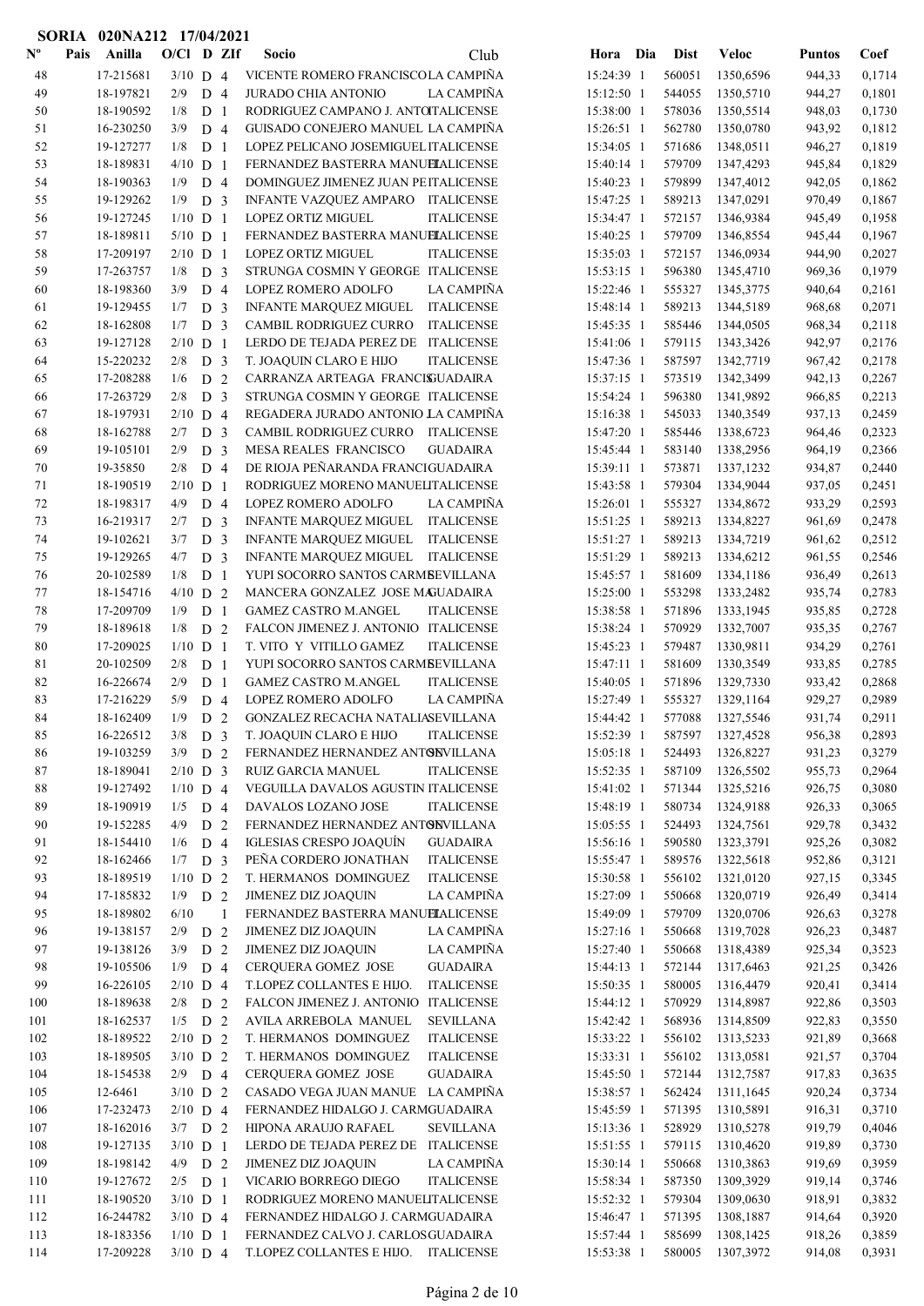**SORIA 020NA212 17/04/2021**

| Nº | Pais | Anilla | O/Cl | D | ZIf | Socio | Club | Hora | Dia | Dist | Veloc | Puntos | Coef |
|---|---|---|---|---|---|---|---|---|---|---|---|---|---|
| 48 | | 17-215681 | 3/10 | D | 4 | VICENTE ROMERO FRANCISCO | LA CAMPIÑA | 15:24:39 | 1 | 560051 | 1350,6596 | 944,33 | 0,1714 |
| 49 | | 18-197821 | 2/9 | D | 4 | JURADO CHIA ANTONIO | LA CAMPIÑA | 15:12:50 | 1 | 544055 | 1350,5710 | 944,27 | 0,1801 |
| 50 | | 18-190592 | 1/8 | D | 1 | RODRIGUEZ CAMPANO J. ANTO | ITALICENSE | 15:38:00 | 1 | 578036 | 1350,5514 | 948,03 | 0,1730 |
| 51 | | 16-230250 | 3/9 | D | 4 | GUISADO CONEJERO MANUEL | LA CAMPIÑA | 15:26:51 | 1 | 562780 | 1350,0780 | 943,92 | 0,1812 |
| 52 | | 19-127277 | 1/8 | D | 1 | LOPEZ PELICANO JOSEMIGUEL | ITALICENSE | 15:34:05 | 1 | 571686 | 1348,0511 | 946,27 | 0,1819 |
| 53 | | 18-189831 | 4/10 | D | 1 | FERNANDEZ BASTERRA MANUEL | ITALICENSE | 15:40:14 | 1 | 579709 | 1347,4293 | 945,84 | 0,1829 |
| 54 | | 18-190363 | 1/9 | D | 4 | DOMINGUEZ JIMENEZ JUAN PE | ITALICENSE | 15:40:23 | 1 | 579899 | 1347,4012 | 942,05 | 0,1862 |
| 55 | | 19-129262 | 1/9 | D | 3 | INFANTE VAZQUEZ AMPARO | ITALICENSE | 15:47:25 | 1 | 589213 | 1347,0291 | 970,49 | 0,1867 |
| 56 | | 19-127245 | 1/10 | D | 1 | LOPEZ ORTIZ MIGUEL | ITALICENSE | 15:34:47 | 1 | 572157 | 1346,9384 | 945,49 | 0,1958 |
| 57 | | 18-189811 | 5/10 | D | 1 | FERNANDEZ BASTERRA MANUEL | ITALICENSE | 15:40:25 | 1 | 579709 | 1346,8554 | 945,44 | 0,1967 |
| 58 | | 17-209197 | 2/10 | D | 1 | LOPEZ ORTIZ MIGUEL | ITALICENSE | 15:35:03 | 1 | 572157 | 1346,0934 | 944,90 | 0,2027 |
| 59 | | 17-263757 | 1/8 | D | 3 | STRUNGA COSMIN Y GEORGE | ITALICENSE | 15:53:15 | 1 | 596380 | 1345,4710 | 969,36 | 0,1979 |
| 60 | | 18-198360 | 3/9 | D | 4 | LOPEZ ROMERO ADOLFO | LA CAMPIÑA | 15:22:46 | 1 | 555327 | 1345,3775 | 940,64 | 0,2161 |
| 61 | | 19-129455 | 1/7 | D | 3 | INFANTE MARQUEZ MIGUEL | ITALICENSE | 15:48:14 | 1 | 589213 | 1344,5189 | 968,68 | 0,2071 |
| 62 | | 18-162808 | 1/7 | D | 3 | CAMBIL RODRIGUEZ CURRO | ITALICENSE | 15:45:35 | 1 | 585446 | 1344,0505 | 968,34 | 0,2118 |
| 63 | | 19-127128 | 2/10 | D | 1 | LERDO DE TEJADA PEREZ DE | ITALICENSE | 15:41:06 | 1 | 579115 | 1343,3426 | 942,97 | 0,2176 |
| 64 | | 15-220232 | 2/8 | D | 3 | T. JOAQUIN CLARO E HIJO | ITALICENSE | 15:47:36 | 1 | 587597 | 1342,7719 | 967,42 | 0,2178 |
| 65 | | 17-208288 | 1/6 | D | 2 | CARRANZA ARTEAGA FRANCIS | GUADAIRA | 15:37:15 | 1 | 573519 | 1342,3499 | 942,13 | 0,2267 |
| 66 | | 17-263729 | 2/8 | D | 3 | STRUNGA COSMIN Y GEORGE | ITALICENSE | 15:54:24 | 1 | 596380 | 1341,9892 | 966,85 | 0,2213 |
| 67 | | 18-197931 | 2/10 | D | 4 | REGADERA JURADO ANTONIO J | LA CAMPIÑA | 15:16:38 | 1 | 545033 | 1340,3549 | 937,13 | 0,2459 |
| 68 | | 18-162788 | 2/7 | D | 3 | CAMBIL RODRIGUEZ CURRO | ITALICENSE | 15:47:20 | 1 | 585446 | 1338,6723 | 964,46 | 0,2323 |
| 69 | | 19-105101 | 2/9 | D | 3 | MESA REALES FRANCISCO | GUADAIRA | 15:45:44 | 1 | 583140 | 1338,2956 | 964,19 | 0,2366 |
| 70 | | 19-35850 | 2/8 | D | 4 | DE RIOJA PEÑARANDA FRANCI | GUADAIRA | 15:39:11 | 1 | 573871 | 1337,1232 | 934,87 | 0,2440 |
| 71 | | 18-190519 | 2/10 | D | 1 | RODRIGUEZ MORENO MANUEL | ITALICENSE | 15:43:58 | 1 | 579304 | 1334,9044 | 937,05 | 0,2451 |
| 72 | | 18-198317 | 4/9 | D | 4 | LOPEZ ROMERO ADOLFO | LA CAMPIÑA | 15:26:01 | 1 | 555327 | 1334,8672 | 933,29 | 0,2593 |
| 73 | | 16-219317 | 2/7 | D | 3 | INFANTE MARQUEZ MIGUEL | ITALICENSE | 15:51:25 | 1 | 589213 | 1334,8227 | 961,69 | 0,2478 |
| 74 | | 19-102621 | 3/7 | D | 3 | INFANTE MARQUEZ MIGUEL | ITALICENSE | 15:51:27 | 1 | 589213 | 1334,7219 | 961,62 | 0,2512 |
| 75 | | 19-129265 | 4/7 | D | 3 | INFANTE MARQUEZ MIGUEL | ITALICENSE | 15:51:29 | 1 | 589213 | 1334,6212 | 961,55 | 0,2546 |
| 76 | | 20-102589 | 1/8 | D | 1 | YUPI SOCORRO SANTOS CARME | SEVILLANA | 15:45:57 | 1 | 581609 | 1334,1186 | 936,49 | 0,2613 |
| 77 | | 18-154716 | 4/10 | D | 2 | MANCERA GONZALEZ JOSE MA | GUADAIRA | 15:25:00 | 1 | 553298 | 1333,2482 | 935,74 | 0,2783 |
| 78 | | 17-209709 | 1/9 | D | 1 | GAMEZ CASTRO M.ANGEL | ITALICENSE | 15:38:58 | 1 | 571896 | 1333,1945 | 935,85 | 0,2728 |
| 79 | | 18-189618 | 1/8 | D | 2 | FALCON JIMENEZ J. ANTONIO | ITALICENSE | 15:38:24 | 1 | 570929 | 1332,7007 | 935,35 | 0,2767 |
| 80 | | 17-209025 | 1/10 | D | 1 | T. VITO Y VITILLO GAMEZ | ITALICENSE | 15:45:23 | 1 | 579487 | 1330,9811 | 934,29 | 0,2761 |
| 81 | | 20-102509 | 2/8 | D | 1 | YUPI SOCORRO SANTOS CARME | SEVILLANA | 15:47:11 | 1 | 581609 | 1330,3549 | 933,85 | 0,2785 |
| 82 | | 16-226674 | 2/9 | D | 1 | GAMEZ CASTRO M.ANGEL | ITALICENSE | 15:40:05 | 1 | 571896 | 1329,7330 | 933,42 | 0,2868 |
| 83 | | 17-216229 | 5/9 | D | 4 | LOPEZ ROMERO ADOLFO | LA CAMPIÑA | 15:27:49 | 1 | 555327 | 1329,1164 | 929,27 | 0,2989 |
| 84 | | 18-162409 | 1/9 | D | 2 | GONZALEZ RECACHA NATALIA | SEVILLANA | 15:44:42 | 1 | 577088 | 1327,5546 | 931,74 | 0,2911 |
| 85 | | 16-226512 | 3/8 | D | 3 | T. JOAQUIN CLARO E HIJO | ITALICENSE | 15:52:39 | 1 | 587597 | 1327,4528 | 956,38 | 0,2893 |
| 86 | | 19-103259 | 3/9 | D | 2 | FERNANDEZ HERNANDEZ ANTON | SEVILLANA | 15:05:18 | 1 | 524493 | 1326,8227 | 931,23 | 0,3279 |
| 87 | | 18-189041 | 2/10 | D | 3 | RUIZ GARCIA MANUEL | ITALICENSE | 15:52:35 | 1 | 587109 | 1326,5502 | 955,73 | 0,2964 |
| 88 | | 19-127492 | 1/10 | D | 4 | VEGUILLA DAVALOS AGUSTIN | ITALICENSE | 15:41:02 | 1 | 571344 | 1325,5216 | 926,75 | 0,3080 |
| 89 | | 18-190919 | 1/5 | D | 4 | DAVALOS LOZANO JOSE | ITALICENSE | 15:48:19 | 1 | 580734 | 1324,9188 | 926,33 | 0,3065 |
| 90 | | 19-152285 | 4/9 | D | 2 | FERNANDEZ HERNANDEZ ANTON | SEVILLANA | 15:05:55 | 1 | 524493 | 1324,7561 | 929,78 | 0,3432 |
| 91 | | 18-154410 | 1/6 | D | 4 | IGLESIAS CRESPO JOAQUÍN | GUADAIRA | 15:56:16 | 1 | 590580 | 1323,3791 | 925,26 | 0,3082 |
| 92 | | 18-162466 | 1/7 | D | 3 | PEÑA CORDERO JONATHAN | ITALICENSE | 15:55:47 | 1 | 589576 | 1322,5618 | 952,86 | 0,3121 |
| 93 | | 18-189519 | 1/10 | D | 2 | T. HERMANOS DOMINGUEZ | ITALICENSE | 15:30:58 | 1 | 556102 | 1321,0120 | 927,15 | 0,3345 |
| 94 | | 17-185832 | 1/9 | D | 2 | JIMENEZ DIZ JOAQUIN | LA CAMPIÑA | 15:27:09 | 1 | 550668 | 1320,0719 | 926,49 | 0,3414 |
| 95 | | 18-189802 | 6/10 | | 1 | FERNANDEZ BASTERRA MANUEL | ITALICENSE | 15:49:09 | 1 | 579709 | 1320,0706 | 926,63 | 0,3278 |
| 96 | | 19-138157 | 2/9 | D | 2 | JIMENEZ DIZ JOAQUIN | LA CAMPIÑA | 15:27:16 | 1 | 550668 | 1319,7028 | 926,23 | 0,3487 |
| 97 | | 19-138126 | 3/9 | D | 2 | JIMENEZ DIZ JOAQUIN | LA CAMPIÑA | 15:27:40 | 1 | 550668 | 1318,4389 | 925,34 | 0,3523 |
| 98 | | 19-105506 | 1/9 | D | 4 | CERQUERA GOMEZ JOSE | GUADAIRA | 15:44:13 | 1 | 572144 | 1317,6463 | 921,25 | 0,3426 |
| 99 | | 16-226105 | 2/10 | D | 4 | T.LOPEZ COLLANTES E HIJO. | ITALICENSE | 15:50:35 | 1 | 580005 | 1316,4479 | 920,41 | 0,3414 |
| 100 | | 18-189638 | 2/8 | D | 2 | FALCON JIMENEZ J. ANTONIO | ITALICENSE | 15:44:12 | 1 | 570929 | 1314,8987 | 922,86 | 0,3503 |
| 101 | | 18-162537 | 1/5 | D | 2 | AVILA ARREBOLA MANUEL | SEVILLANA | 15:42:42 | 1 | 568936 | 1314,8509 | 922,83 | 0,3550 |
| 102 | | 18-189522 | 2/10 | D | 2 | T. HERMANOS DOMINGUEZ | ITALICENSE | 15:33:22 | 1 | 556102 | 1313,5233 | 921,89 | 0,3668 |
| 103 | | 18-189505 | 3/10 | D | 2 | T. HERMANOS DOMINGUEZ | ITALICENSE | 15:33:31 | 1 | 556102 | 1313,0581 | 921,57 | 0,3704 |
| 104 | | 18-154538 | 2/9 | D | 4 | CERQUERA GOMEZ JOSE | GUADAIRA | 15:45:50 | 1 | 572144 | 1312,7587 | 917,83 | 0,3635 |
| 105 | | 12-6461 | 3/10 | D | 2 | CASADO VEGA JUAN MANUE | LA CAMPIÑA | 15:38:57 | 1 | 562424 | 1311,1645 | 920,24 | 0,3734 |
| 106 | | 17-232473 | 2/10 | D | 4 | FERNANDEZ HIDALGO J. CARM | GUADAIRA | 15:45:59 | 1 | 571395 | 1310,5891 | 916,31 | 0,3710 |
| 107 | | 18-162016 | 3/7 | D | 2 | HIPONA ARAUJO RAFAEL | SEVILLANA | 15:13:36 | 1 | 528929 | 1310,5278 | 919,79 | 0,4046 |
| 108 | | 19-127135 | 3/10 | D | 1 | LERDO DE TEJADA PEREZ DE | ITALICENSE | 15:51:55 | 1 | 579115 | 1310,4620 | 919,89 | 0,3730 |
| 109 | | 18-198142 | 4/9 | D | 2 | JIMENEZ DIZ JOAQUIN | LA CAMPIÑA | 15:30:14 | 1 | 550668 | 1310,3863 | 919,69 | 0,3959 |
| 110 | | 19-127672 | 2/5 | D | 1 | VICARIO BORREGO DIEGO | ITALICENSE | 15:58:34 | 1 | 587350 | 1309,3929 | 919,14 | 0,3746 |
| 111 | | 18-190520 | 3/10 | D | 1 | RODRIGUEZ MORENO MANUEL | ITALICENSE | 15:52:32 | 1 | 579304 | 1309,0630 | 918,91 | 0,3832 |
| 112 | | 16-244782 | 3/10 | D | 4 | FERNANDEZ HIDALGO J. CARM | GUADAIRA | 15:46:47 | 1 | 571395 | 1308,1887 | 914,64 | 0,3920 |
| 113 | | 18-183356 | 1/10 | D | 1 | FERNANDEZ CALVO J. CARLOS | GUADAIRA | 15:57:44 | 1 | 585699 | 1308,1425 | 918,26 | 0,3859 |
| 114 | | 17-209228 | 3/10 | D | 4 | T.LOPEZ COLLANTES E HIJO. | ITALICENSE | 15:53:38 | 1 | 580005 | 1307,3972 | 914,08 | 0,3931 |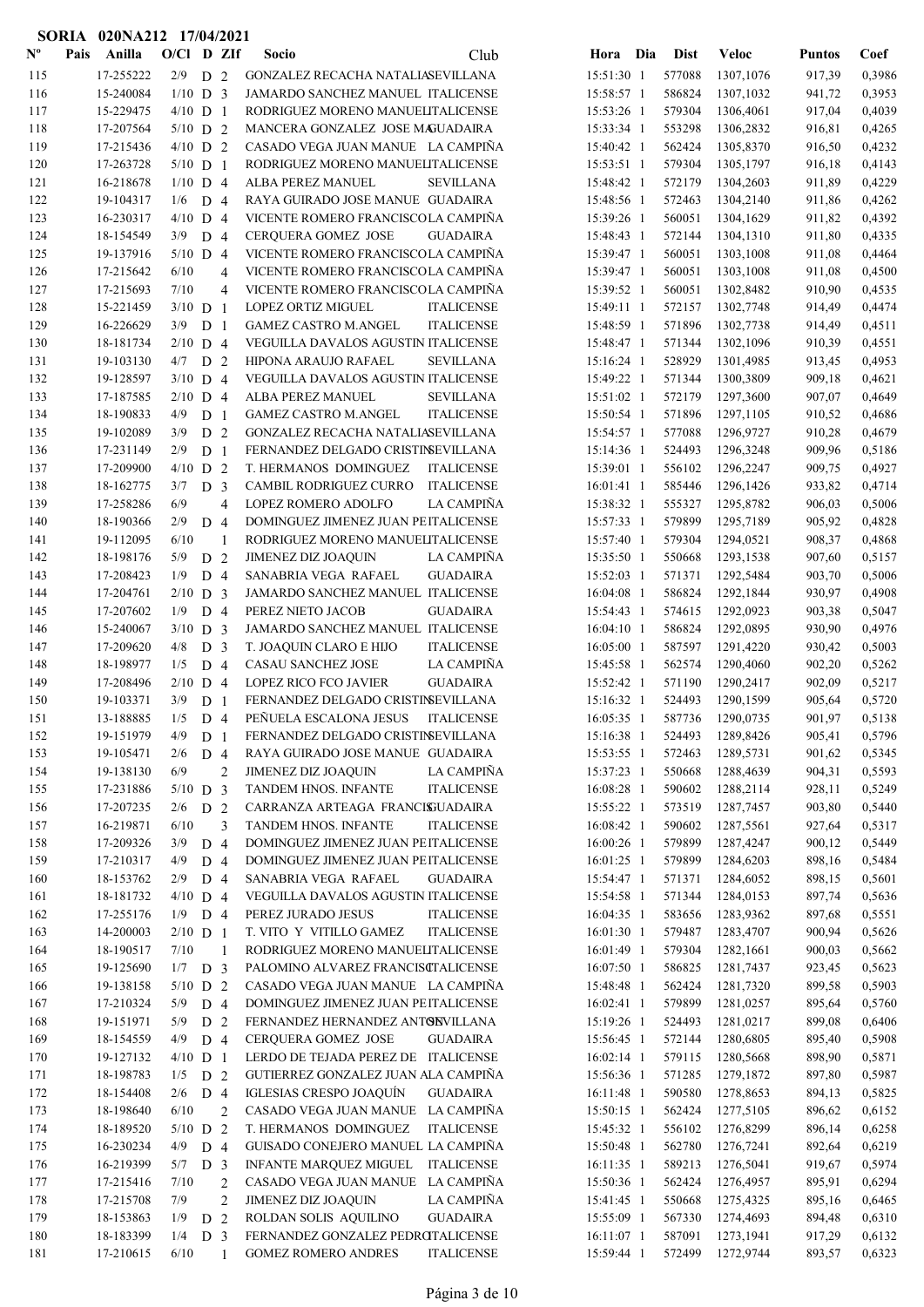**SORIA 020NA212 17/04/2021**

| Nº | Pais | Anilla | O/Cl | D | ZIf | Socio | Club | Hora | Dia | Dist | Veloc | Puntos | Coef |
|---|---|---|---|---|---|---|---|---|---|---|---|---|---|
| 115 | | 17-255222 | 2/9 | D | 2 | GONZALEZ RECACHA NATALIA | SEVILLANA | 15:51:30 | 1 | 577088 | 1307,1076 | 917,39 | 0,3986 |
| 116 | | 15-240084 | 1/10 | D | 3 | JAMARDO SANCHEZ MANUEL | ITALICENSE | 15:58:57 | 1 | 586824 | 1307,1032 | 941,72 | 0,3953 |
| 117 | | 15-229475 | 4/10 | D | 1 | RODRIGUEZ MORENO MANUEL | ITALICENSE | 15:53:26 | 1 | 579304 | 1306,4061 | 917,04 | 0,4039 |
| 118 | | 17-207564 | 5/10 | D | 2 | MANCERA GONZALEZ JOSE MA | GUADAIRA | 15:33:34 | 1 | 553298 | 1306,2832 | 916,81 | 0,4265 |
| 119 | | 17-215436 | 4/10 | D | 2 | CASADO VEGA JUAN MANUE | LA CAMPIÑA | 15:40:42 | 1 | 562424 | 1305,8370 | 916,50 | 0,4232 |
| 120 | | 17-263728 | 5/10 | D | 1 | RODRIGUEZ MORENO MANUEL | ITALICENSE | 15:53:51 | 1 | 579304 | 1305,1797 | 916,18 | 0,4143 |
| 121 | | 16-218678 | 1/10 | D | 4 | ALBA PEREZ MANUEL | SEVILLANA | 15:48:42 | 1 | 572179 | 1304,2603 | 911,89 | 0,4229 |
| 122 | | 19-104317 | 1/6 | D | 4 | RAYA GUIRADO JOSE MANUE | GUADAIRA | 15:48:56 | 1 | 572463 | 1304,2140 | 911,86 | 0,4262 |
| 123 | | 16-230317 | 4/10 | D | 4 | VICENTE ROMERO FRANCISCO | LA CAMPIÑA | 15:39:26 | 1 | 560051 | 1304,1629 | 911,82 | 0,4392 |
| 124 | | 18-154549 | 3/9 | D | 4 | CERQUERA GOMEZ JOSE | GUADAIRA | 15:48:43 | 1 | 572144 | 1304,1310 | 911,80 | 0,4335 |
| 125 | | 19-137916 | 5/10 | D | 4 | VICENTE ROMERO FRANCISCO | LA CAMPIÑA | 15:39:47 | 1 | 560051 | 1303,1008 | 911,08 | 0,4464 |
| 126 | | 17-215642 | 6/10 | | 4 | VICENTE ROMERO FRANCISCO | LA CAMPIÑA | 15:39:47 | 1 | 560051 | 1303,1008 | 911,08 | 0,4500 |
| 127 | | 17-215693 | 7/10 | | 4 | VICENTE ROMERO FRANCISCO | LA CAMPIÑA | 15:39:52 | 1 | 560051 | 1302,8482 | 910,90 | 0,4535 |
| 128 | | 15-221459 | 3/10 | D | 1 | LOPEZ ORTIZ MIGUEL | ITALICENSE | 15:49:11 | 1 | 572157 | 1302,7748 | 914,49 | 0,4474 |
| 129 | | 16-226629 | 3/9 | D | 1 | GAMEZ CASTRO M.ANGEL | ITALICENSE | 15:48:59 | 1 | 571896 | 1302,7738 | 914,49 | 0,4511 |
| 130 | | 18-181734 | 2/10 | D | 4 | VEGUILLA DAVALOS AGUSTIN | ITALICENSE | 15:48:47 | 1 | 571344 | 1302,1096 | 910,39 | 0,4551 |
| 131 | | 19-103130 | 4/7 | D | 2 | HIPONA ARAUJO RAFAEL | SEVILLANA | 15:16:24 | 1 | 528929 | 1301,4985 | 913,45 | 0,4953 |
| 132 | | 19-128597 | 3/10 | D | 4 | VEGUILLA DAVALOS AGUSTIN | ITALICENSE | 15:49:22 | 1 | 571344 | 1300,3809 | 909,18 | 0,4621 |
| 133 | | 17-187585 | 2/10 | D | 4 | ALBA PEREZ MANUEL | SEVILLANA | 15:51:02 | 1 | 572179 | 1297,3600 | 907,07 | 0,4649 |
| 134 | | 18-190833 | 4/9 | D | 1 | GAMEZ CASTRO M.ANGEL | ITALICENSE | 15:50:54 | 1 | 571896 | 1297,1105 | 910,52 | 0,4686 |
| 135 | | 19-102089 | 3/9 | D | 2 | GONZALEZ RECACHA NATALIA | SEVILLANA | 15:54:57 | 1 | 577088 | 1296,9727 | 910,28 | 0,4679 |
| 136 | | 17-231149 | 2/9 | D | 1 | FERNANDEZ DELGADO CRISTIN | SEVILLANA | 15:14:36 | 1 | 524493 | 1296,3248 | 909,96 | 0,5186 |
| 137 | | 17-209900 | 4/10 | D | 2 | T. HERMANOS DOMINGUEZ | ITALICENSE | 15:39:01 | 1 | 556102 | 1296,2247 | 909,75 | 0,4927 |
| 138 | | 18-162775 | 3/7 | D | 3 | CAMBIL RODRIGUEZ CURRO | ITALICENSE | 16:01:41 | 1 | 585446 | 1296,1426 | 933,82 | 0,4714 |
| 139 | | 17-258286 | 6/9 | | 4 | LOPEZ ROMERO ADOLFO | LA CAMPIÑA | 15:38:32 | 1 | 555327 | 1295,8782 | 906,03 | 0,5006 |
| 140 | | 18-190366 | 2/9 | D | 4 | DOMINGUEZ JIMENEZ JUAN PE | ITALICENSE | 15:57:33 | 1 | 579899 | 1295,7189 | 905,92 | 0,4828 |
| 141 | | 19-112095 | 6/10 | | 1 | RODRIGUEZ MORENO MANUEL | ITALICENSE | 15:57:40 | 1 | 579304 | 1294,0521 | 908,37 | 0,4868 |
| 142 | | 18-198176 | 5/9 | D | 2 | JIMENEZ DIZ JOAQUIN | LA CAMPIÑA | 15:35:50 | 1 | 550668 | 1293,1538 | 907,60 | 0,5157 |
| 143 | | 17-208423 | 1/9 | D | 4 | SANABRIA VEGA RAFAEL | GUADAIRA | 15:52:03 | 1 | 571371 | 1292,5484 | 903,70 | 0,5006 |
| 144 | | 17-204761 | 2/10 | D | 3 | JAMARDO SANCHEZ MANUEL | ITALICENSE | 16:04:08 | 1 | 586824 | 1292,1844 | 930,97 | 0,4908 |
| 145 | | 17-207602 | 1/9 | D | 4 | PEREZ NIETO JACOB | GUADAIRA | 15:54:43 | 1 | 574615 | 1292,0923 | 903,38 | 0,5047 |
| 146 | | 15-240067 | 3/10 | D | 3 | JAMARDO SANCHEZ MANUEL | ITALICENSE | 16:04:10 | 1 | 586824 | 1292,0895 | 930,90 | 0,4976 |
| 147 | | 17-209620 | 4/8 | D | 3 | T. JOAQUIN CLARO E HIJO | ITALICENSE | 16:05:00 | 1 | 587597 | 1291,4220 | 930,42 | 0,5003 |
| 148 | | 18-198977 | 1/5 | D | 4 | CASAU SANCHEZ JOSE | LA CAMPIÑA | 15:45:58 | 1 | 562574 | 1290,4060 | 902,20 | 0,5262 |
| 149 | | 17-208496 | 2/10 | D | 4 | LOPEZ RICO FCO JAVIER | GUADAIRA | 15:52:42 | 1 | 571190 | 1290,2417 | 902,09 | 0,5217 |
| 150 | | 19-103371 | 3/9 | D | 1 | FERNANDEZ DELGADO CRISTIN | SEVILLANA | 15:16:32 | 1 | 524493 | 1290,1599 | 905,64 | 0,5720 |
| 151 | | 13-188885 | 1/5 | D | 4 | PEÑUELA ESCALONA JESUS | ITALICENSE | 16:05:35 | 1 | 587736 | 1290,0735 | 901,97 | 0,5138 |
| 152 | | 19-151979 | 4/9 | D | 1 | FERNANDEZ DELGADO CRISTIN | SEVILLANA | 15:16:38 | 1 | 524493 | 1289,8426 | 905,41 | 0,5796 |
| 153 | | 19-105471 | 2/6 | D | 4 | RAYA GUIRADO JOSE MANUE | GUADAIRA | 15:53:55 | 1 | 572463 | 1289,5731 | 901,62 | 0,5345 |
| 154 | | 19-138130 | 6/9 | | 2 | JIMENEZ DIZ JOAQUIN | LA CAMPIÑA | 15:37:23 | 1 | 550668 | 1288,4639 | 904,31 | 0,5593 |
| 155 | | 17-231886 | 5/10 | D | 3 | TANDEM HNOS. INFANTE | ITALICENSE | 16:08:28 | 1 | 590602 | 1288,2114 | 928,11 | 0,5249 |
| 156 | | 17-207235 | 2/6 | D | 2 | CARRANZA ARTEAGA FRANCIS | GUADAIRA | 15:55:22 | 1 | 573519 | 1287,7457 | 903,80 | 0,5440 |
| 157 | | 16-219871 | 6/10 | | 3 | TANDEM HNOS. INFANTE | ITALICENSE | 16:08:42 | 1 | 590602 | 1287,5561 | 927,64 | 0,5317 |
| 158 | | 17-209326 | 3/9 | D | 4 | DOMINGUEZ JIMENEZ JUAN PE | ITALICENSE | 16:00:26 | 1 | 579899 | 1287,4247 | 900,12 | 0,5449 |
| 159 | | 17-210317 | 4/9 | D | 4 | DOMINGUEZ JIMENEZ JUAN PE | ITALICENSE | 16:01:25 | 1 | 579899 | 1284,6203 | 898,16 | 0,5484 |
| 160 | | 18-153762 | 2/9 | D | 4 | SANABRIA VEGA RAFAEL | GUADAIRA | 15:54:47 | 1 | 571371 | 1284,6052 | 898,15 | 0,5601 |
| 161 | | 18-181732 | 4/10 | D | 4 | VEGUILLA DAVALOS AGUSTIN | ITALICENSE | 15:54:58 | 1 | 571344 | 1284,0153 | 897,74 | 0,5636 |
| 162 | | 17-255176 | 1/9 | D | 4 | PEREZ JURADO JESUS | ITALICENSE | 16:04:35 | 1 | 583656 | 1283,9362 | 897,68 | 0,5551 |
| 163 | | 14-200003 | 2/10 | D | 1 | T. VITO Y VITILLO GAMEZ | ITALICENSE | 16:01:30 | 1 | 579487 | 1283,4707 | 900,94 | 0,5626 |
| 164 | | 18-190517 | 7/10 | | 1 | RODRIGUEZ MORENO MANUEL | ITALICENSE | 16:01:49 | 1 | 579304 | 1282,1661 | 900,03 | 0,5662 |
| 165 | | 19-125690 | 1/7 | D | 3 | PALOMINO ALVAREZ FRANCIS | ITALICENSE | 16:07:50 | 1 | 586825 | 1281,7437 | 923,45 | 0,5623 |
| 166 | | 19-138158 | 5/10 | D | 2 | CASADO VEGA JUAN MANUE | LA CAMPIÑA | 15:48:48 | 1 | 562424 | 1281,7320 | 899,58 | 0,5903 |
| 167 | | 17-210324 | 5/9 | D | 4 | DOMINGUEZ JIMENEZ JUAN PE | ITALICENSE | 16:02:41 | 1 | 579899 | 1281,0257 | 895,64 | 0,5760 |
| 168 | | 19-151971 | 5/9 | D | 2 | FERNANDEZ HERNANDEZ ANTO | SEVILLANA | 15:19:26 | 1 | 524493 | 1281,0217 | 899,08 | 0,6406 |
| 169 | | 18-154559 | 4/9 | D | 4 | CERQUERA GOMEZ JOSE | GUADAIRA | 15:56:45 | 1 | 572144 | 1280,6805 | 895,40 | 0,5908 |
| 170 | | 19-127132 | 4/10 | D | 1 | LERDO DE TEJADA PEREZ DE | ITALICENSE | 16:02:14 | 1 | 579115 | 1280,5668 | 898,90 | 0,5871 |
| 171 | | 18-198783 | 1/5 | D | 2 | GUTIERREZ GONZALEZ JUAN A | LA CAMPIÑA | 15:56:36 | 1 | 571285 | 1279,1872 | 897,80 | 0,5987 |
| 172 | | 18-154408 | 2/6 | D | 4 | IGLESIAS CRESPO JOAQUÍN | GUADAIRA | 16:11:48 | 1 | 590580 | 1278,8653 | 894,13 | 0,5825 |
| 173 | | 18-198640 | 6/10 | | 2 | CASADO VEGA JUAN MANUE | LA CAMPIÑA | 15:50:15 | 1 | 562424 | 1277,5105 | 896,62 | 0,6152 |
| 174 | | 18-189520 | 5/10 | D | 2 | T. HERMANOS DOMINGUEZ | ITALICENSE | 15:45:32 | 1 | 556102 | 1276,8299 | 896,14 | 0,6258 |
| 175 | | 16-230234 | 4/9 | D | 4 | GUISADO CONEJERO MANUEL | LA CAMPIÑA | 15:50:48 | 1 | 562780 | 1276,7241 | 892,64 | 0,6219 |
| 176 | | 16-219399 | 5/7 | D | 3 | INFANTE MARQUEZ MIGUEL | ITALICENSE | 16:11:35 | 1 | 589213 | 1276,5041 | 919,67 | 0,5974 |
| 177 | | 17-215416 | 7/10 | | 2 | CASADO VEGA JUAN MANUE | LA CAMPIÑA | 15:50:36 | 1 | 562424 | 1276,4957 | 895,91 | 0,6294 |
| 178 | | 17-215708 | 7/9 | | 2 | JIMENEZ DIZ JOAQUIN | LA CAMPIÑA | 15:41:45 | 1 | 550668 | 1275,4325 | 895,16 | 0,6465 |
| 179 | | 18-153863 | 1/9 | D | 2 | ROLDAN SOLIS AQUILINO | GUADAIRA | 15:55:09 | 1 | 567330 | 1274,4693 | 894,48 | 0,6310 |
| 180 | | 18-183399 | 1/4 | D | 3 | FERNANDEZ GONZALEZ PEDRO | ITALICENSE | 16:11:07 | 1 | 587091 | 1273,1941 | 917,29 | 0,6132 |
| 181 | | 17-210615 | 6/10 | | 1 | GOMEZ ROMERO ANDRES | ITALICENSE | 15:59:44 | 1 | 572499 | 1272,9744 | 893,57 | 0,6323 |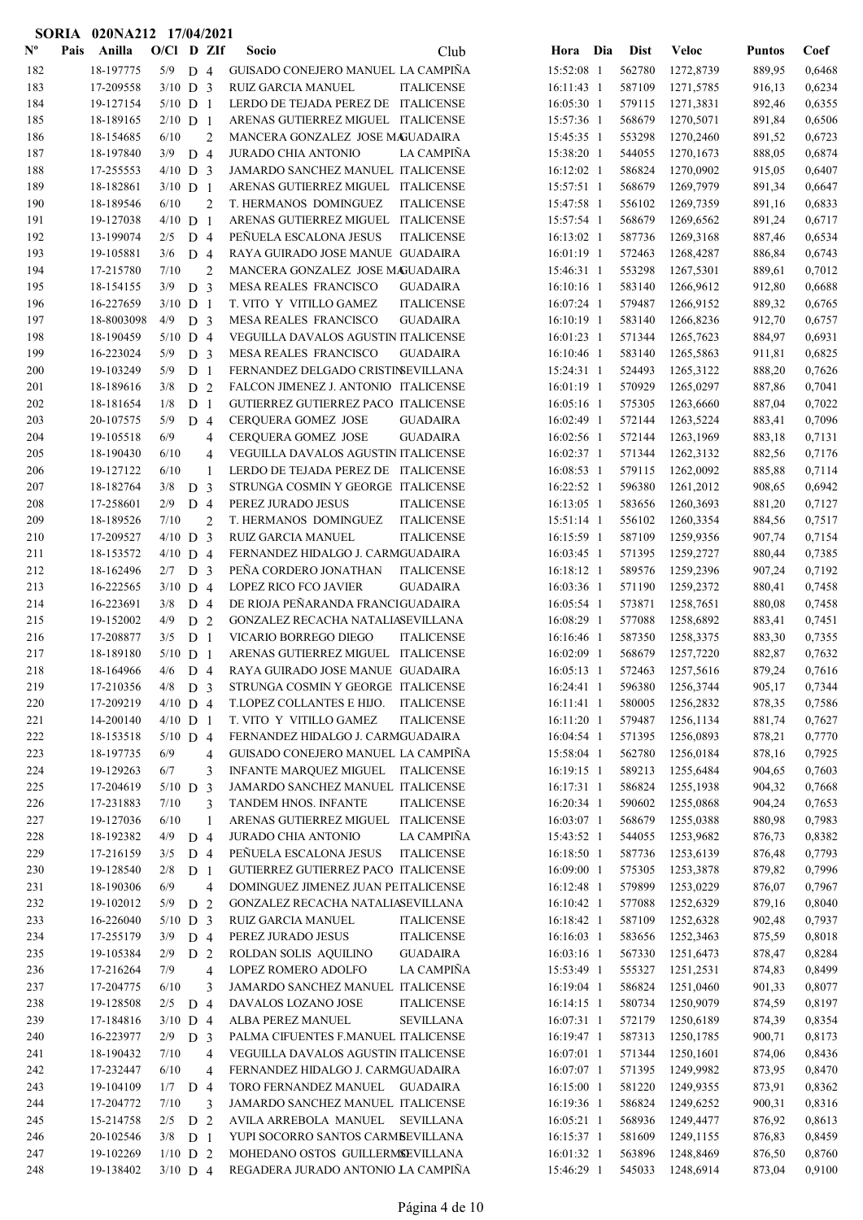**SORIA 020NA212 17/04/2021**

| Nº | Pais | Anilla | O/Cl | D | ZIf | Socio | Club | Hora | Dia | Dist | Veloc | Puntos | Coef |
|---|---|---|---|---|---|---|---|---|---|---|---|---|---|
| 182 | | 18-197775 | 5/9 | D | 4 | GUISADO CONEJERO MANUEL | LA CAMPIÑA | 15:52:08 | 1 | 562780 | 1272,8739 | 889,95 | 0,6468 |
| 183 | | 17-209558 | 3/10 | D | 3 | RUIZ GARCIA MANUEL | ITALICENSE | 16:11:43 | 1 | 587109 | 1271,5785 | 916,13 | 0,6234 |
| 184 | | 19-127154 | 5/10 | D | 1 | LERDO DE TEJADA PEREZ DE | ITALICENSE | 16:05:30 | 1 | 579115 | 1271,3831 | 892,46 | 0,6355 |
| 185 | | 18-189165 | 2/10 | D | 1 | ARENAS GUTIERREZ MIGUEL | ITALICENSE | 15:57:36 | 1 | 568679 | 1270,5071 | 891,84 | 0,6506 |
| 186 | | 18-154685 | 6/10 | | 2 | MANCERA GONZALEZ JOSE MA | GUADAIRA | 15:45:35 | 1 | 553298 | 1270,2460 | 891,52 | 0,6723 |
| 187 | | 18-197840 | 3/9 | D | 4 | JURADO CHIA ANTONIO | LA CAMPIÑA | 15:38:20 | 1 | 544055 | 1270,1673 | 888,05 | 0,6874 |
| 188 | | 17-255553 | 4/10 | D | 3 | JAMARDO SANCHEZ MANUEL | ITALICENSE | 16:12:02 | 1 | 586824 | 1270,0902 | 915,05 | 0,6407 |
| 189 | | 18-182861 | 3/10 | D | 1 | ARENAS GUTIERREZ MIGUEL | ITALICENSE | 15:57:51 | 1 | 568679 | 1269,7979 | 891,34 | 0,6647 |
| 190 | | 18-189546 | 6/10 | | 2 | T. HERMANOS DOMINGUEZ | ITALICENSE | 15:47:58 | 1 | 556102 | 1269,7359 | 891,16 | 0,6833 |
| 191 | | 19-127038 | 4/10 | D | 1 | ARENAS GUTIERREZ MIGUEL | ITALICENSE | 15:57:54 | 1 | 568679 | 1269,6562 | 891,24 | 0,6717 |
| 192 | | 13-199074 | 2/5 | D | 4 | PEÑUELA ESCALONA JESUS | ITALICENSE | 16:13:02 | 1 | 587736 | 1269,3168 | 887,46 | 0,6534 |
| 193 | | 19-105881 | 3/6 | D | 4 | RAYA GUIRADO JOSE MANUE | GUADAIRA | 16:01:19 | 1 | 572463 | 1268,4287 | 886,84 | 0,6743 |
| 194 | | 17-215780 | 7/10 | | 2 | MANCERA GONZALEZ JOSE MA | GUADAIRA | 15:46:31 | 1 | 553298 | 1267,5301 | 889,61 | 0,7012 |
| 195 | | 18-154155 | 3/9 | D | 3 | MESA REALES FRANCISCO | GUADAIRA | 16:10:16 | 1 | 583140 | 1266,9612 | 912,80 | 0,6688 |
| 196 | | 16-227659 | 3/10 | D | 1 | T. VITO Y VITILLO GAMEZ | ITALICENSE | 16:07:24 | 1 | 579487 | 1266,9152 | 889,32 | 0,6765 |
| 197 | | 18-8003098 | 4/9 | D | 3 | MESA REALES FRANCISCO | GUADAIRA | 16:10:19 | 1 | 583140 | 1266,8236 | 912,70 | 0,6757 |
| 198 | | 18-190459 | 5/10 | D | 4 | VEGUILLA DAVALOS AGUSTIN | ITALICENSE | 16:01:23 | 1 | 571344 | 1265,7623 | 884,97 | 0,6931 |
| 199 | | 16-223024 | 5/9 | D | 3 | MESA REALES FRANCISCO | GUADAIRA | 16:10:46 | 1 | 583140 | 1265,5863 | 911,81 | 0,6825 |
| 200 | | 19-103249 | 5/9 | D | 1 | FERNANDEZ DELGADO CRISTIN | SEVILLANA | 15:24:31 | 1 | 524493 | 1265,3122 | 888,20 | 0,7626 |
| 201 | | 18-189616 | 3/8 | D | 2 | FALCON JIMENEZ J. ANTONIO | ITALICENSE | 16:01:19 | 1 | 570929 | 1265,0297 | 887,86 | 0,7041 |
| 202 | | 18-181654 | 1/8 | D | 1 | GUTIERREZ GUTIERREZ PACO | ITALICENSE | 16:05:16 | 1 | 575305 | 1263,6660 | 887,04 | 0,7022 |
| 203 | | 20-107575 | 5/9 | D | 4 | CERQUERA GOMEZ JOSE | GUADAIRA | 16:02:49 | 1 | 572144 | 1263,5224 | 883,41 | 0,7096 |
| 204 | | 19-105518 | 6/9 | | 4 | CERQUERA GOMEZ JOSE | GUADAIRA | 16:02:56 | 1 | 572144 | 1263,1969 | 883,18 | 0,7131 |
| 205 | | 18-190430 | 6/10 | | 4 | VEGUILLA DAVALOS AGUSTIN | ITALICENSE | 16:02:37 | 1 | 571344 | 1262,3132 | 882,56 | 0,7176 |
| 206 | | 19-127122 | 6/10 | | 1 | LERDO DE TEJADA PEREZ DE | ITALICENSE | 16:08:53 | 1 | 579115 | 1262,0092 | 885,88 | 0,7114 |
| 207 | | 18-182764 | 3/8 | D | 3 | STRUNGA COSMIN Y GEORGE | ITALICENSE | 16:22:52 | 1 | 596380 | 1261,2012 | 908,65 | 0,6942 |
| 208 | | 17-258601 | 2/9 | D | 4 | PEREZ JURADO JESUS | ITALICENSE | 16:13:05 | 1 | 583656 | 1260,3693 | 881,20 | 0,7127 |
| 209 | | 18-189526 | 7/10 | | 2 | T. HERMANOS DOMINGUEZ | ITALICENSE | 15:51:14 | 1 | 556102 | 1260,3354 | 884,56 | 0,7517 |
| 210 | | 17-209527 | 4/10 | D | 3 | RUIZ GARCIA MANUEL | ITALICENSE | 16:15:59 | 1 | 587109 | 1259,9356 | 907,74 | 0,7154 |
| 211 | | 18-153572 | 4/10 | D | 4 | FERNANDEZ HIDALGO J. CARM | GUADAIRA | 16:03:45 | 1 | 571395 | 1259,2727 | 880,44 | 0,7385 |
| 212 | | 18-162496 | 2/7 | D | 3 | PEÑA CORDERO JONATHAN | ITALICENSE | 16:18:12 | 1 | 589576 | 1259,2396 | 907,24 | 0,7192 |
| 213 | | 16-222565 | 3/10 | D | 4 | LOPEZ RICO FCO JAVIER | GUADAIRA | 16:03:36 | 1 | 571190 | 1259,2372 | 880,41 | 0,7458 |
| 214 | | 16-223691 | 3/8 | D | 4 | DE RIOJA PEÑARANDA FRANCI | GUADAIRA | 16:05:54 | 1 | 573871 | 1258,7651 | 880,08 | 0,7458 |
| 215 | | 19-152002 | 4/9 | D | 2 | GONZALEZ RECACHA NATALIA | SEVILLANA | 16:08:29 | 1 | 577088 | 1258,6892 | 883,41 | 0,7451 |
| 216 | | 17-208877 | 3/5 | D | 1 | VICARIO BORREGO DIEGO | ITALICENSE | 16:16:46 | 1 | 587350 | 1258,3375 | 883,30 | 0,7355 |
| 217 | | 18-189180 | 5/10 | D | 1 | ARENAS GUTIERREZ MIGUEL | ITALICENSE | 16:02:09 | 1 | 568679 | 1257,7220 | 882,87 | 0,7632 |
| 218 | | 18-164966 | 4/6 | D | 4 | RAYA GUIRADO JOSE MANUE | GUADAIRA | 16:05:13 | 1 | 572463 | 1257,5616 | 879,24 | 0,7616 |
| 219 | | 17-210356 | 4/8 | D | 3 | STRUNGA COSMIN Y GEORGE | ITALICENSE | 16:24:41 | 1 | 596380 | 1256,3744 | 905,17 | 0,7344 |
| 220 | | 17-209219 | 4/10 | D | 4 | T.LOPEZ COLLANTES E HIJO. | ITALICENSE | 16:11:41 | 1 | 580005 | 1256,2832 | 878,35 | 0,7586 |
| 221 | | 14-200140 | 4/10 | D | 1 | T. VITO Y VITILLO GAMEZ | ITALICENSE | 16:11:20 | 1 | 579487 | 1256,1134 | 881,74 | 0,7627 |
| 222 | | 18-153518 | 5/10 | D | 4 | FERNANDEZ HIDALGO J. CARM | GUADAIRA | 16:04:54 | 1 | 571395 | 1256,0893 | 878,21 | 0,7770 |
| 223 | | 18-197735 | 6/9 | | 4 | GUISADO CONEJERO MANUEL | LA CAMPIÑA | 15:58:04 | 1 | 562780 | 1256,0184 | 878,16 | 0,7925 |
| 224 | | 19-129263 | 6/7 | | 3 | INFANTE MARQUEZ MIGUEL | ITALICENSE | 16:19:15 | 1 | 589213 | 1255,6484 | 904,65 | 0,7603 |
| 225 | | 17-204619 | 5/10 | D | 3 | JAMARDO SANCHEZ MANUEL | ITALICENSE | 16:17:31 | 1 | 586824 | 1255,1938 | 904,32 | 0,7668 |
| 226 | | 17-231883 | 7/10 | | 3 | TANDEM HNOS. INFANTE | ITALICENSE | 16:20:34 | 1 | 590602 | 1255,0868 | 904,24 | 0,7653 |
| 227 | | 19-127036 | 6/10 | | 1 | ARENAS GUTIERREZ MIGUEL | ITALICENSE | 16:03:07 | 1 | 568679 | 1255,0388 | 880,98 | 0,7983 |
| 228 | | 18-192382 | 4/9 | D | 4 | JURADO CHIA ANTONIO | LA CAMPIÑA | 15:43:52 | 1 | 544055 | 1253,9682 | 876,73 | 0,8382 |
| 229 | | 17-216159 | 3/5 | D | 4 | PEÑUELA ESCALONA JESUS | ITALICENSE | 16:18:50 | 1 | 587736 | 1253,6139 | 876,48 | 0,7793 |
| 230 | | 19-128540 | 2/8 | D | 1 | GUTIERREZ GUTIERREZ PACO | ITALICENSE | 16:09:00 | 1 | 575305 | 1253,5878 | 879,82 | 0,7996 |
| 231 | | 18-190306 | 6/9 | | 4 | DOMINGUEZ JIMENEZ JUAN PE | ITALICENSE | 16:12:48 | 1 | 579899 | 1253,0229 | 876,07 | 0,7967 |
| 232 | | 19-102012 | 5/9 | D | 2 | GONZALEZ RECACHA NATALIA | SEVILLANA | 16:10:42 | 1 | 577088 | 1252,6329 | 879,16 | 0,8040 |
| 233 | | 16-226040 | 5/10 | D | 3 | RUIZ GARCIA MANUEL | ITALICENSE | 16:18:42 | 1 | 587109 | 1252,6328 | 902,48 | 0,7937 |
| 234 | | 17-255179 | 3/9 | D | 4 | PEREZ JURADO JESUS | ITALICENSE | 16:16:03 | 1 | 583656 | 1252,3463 | 875,59 | 0,8018 |
| 235 | | 19-105384 | 2/9 | D | 2 | ROLDAN SOLIS AQUILINO | GUADAIRA | 16:03:16 | 1 | 567330 | 1251,6473 | 878,47 | 0,8284 |
| 236 | | 17-216264 | 7/9 | | 4 | LOPEZ ROMERO ADOLFO | LA CAMPIÑA | 15:53:49 | 1 | 555327 | 1251,2531 | 874,83 | 0,8499 |
| 237 | | 17-204775 | 6/10 | | 3 | JAMARDO SANCHEZ MANUEL | ITALICENSE | 16:19:04 | 1 | 586824 | 1251,0460 | 901,33 | 0,8077 |
| 238 | | 19-128508 | 2/5 | D | 4 | DAVALOS LOZANO JOSE | ITALICENSE | 16:14:15 | 1 | 580734 | 1250,9079 | 874,59 | 0,8197 |
| 239 | | 17-184816 | 3/10 | D | 4 | ALBA PEREZ MANUEL | SEVILLANA | 16:07:31 | 1 | 572179 | 1250,6189 | 874,39 | 0,8354 |
| 240 | | 16-223977 | 2/9 | D | 3 | PALMA CIFUENTES F.MANUEL | ITALICENSE | 16:19:47 | 1 | 587313 | 1250,1785 | 900,71 | 0,8173 |
| 241 | | 18-190432 | 7/10 | | 4 | VEGUILLA DAVALOS AGUSTIN | ITALICENSE | 16:07:01 | 1 | 571344 | 1250,1601 | 874,06 | 0,8436 |
| 242 | | 17-232447 | 6/10 | | 4 | FERNANDEZ HIDALGO J. CARM | GUADAIRA | 16:07:07 | 1 | 571395 | 1249,9982 | 873,95 | 0,8470 |
| 243 | | 19-104109 | 1/7 | D | 4 | TORO FERNANDEZ MANUEL | GUADAIRA | 16:15:00 | 1 | 581220 | 1249,9355 | 873,91 | 0,8362 |
| 244 | | 17-204772 | 7/10 | | 3 | JAMARDO SANCHEZ MANUEL | ITALICENSE | 16:19:36 | 1 | 586824 | 1249,6252 | 900,31 | 0,8316 |
| 245 | | 15-214758 | 2/5 | D | 2 | AVILA ARREBOLA MANUEL | SEVILLANA | 16:05:21 | 1 | 568936 | 1249,4477 | 876,92 | 0,8613 |
| 246 | | 20-102546 | 3/8 | D | 1 | YUPI SOCORRO SANTOS CARME | SEVILLANA | 16:15:37 | 1 | 581609 | 1249,1155 | 876,83 | 0,8459 |
| 247 | | 19-102269 | 1/10 | D | 2 | MOHEDANO OSTOS GUILLERMO | SEVILLANA | 16:01:32 | 1 | 563896 | 1248,8469 | 876,50 | 0,8760 |
| 248 | | 19-138402 | 3/10 | D | 4 | REGADERA JURADO ANTONIO J | LA CAMPIÑA | 15:46:29 | 1 | 545033 | 1248,6914 | 873,04 | 0,9100 |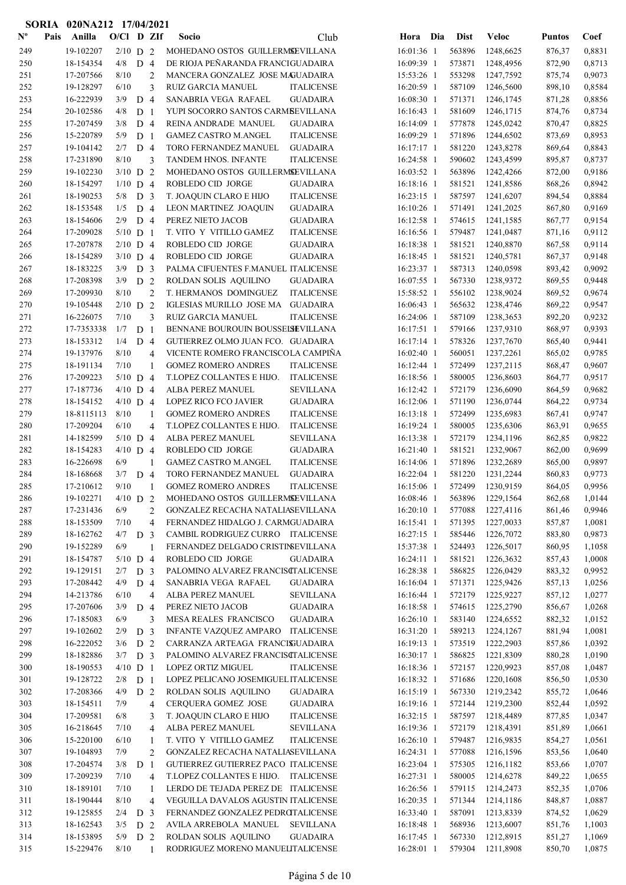**SORIA 020NA212 17/04/2021**

| Nº | Pais | Anilla | O/Cl | D | ZIf | Socio | Club | Hora | Dia | Dist | Veloc | Puntos | Coef |
|---|---|---|---|---|---|---|---|---|---|---|---|---|---|
| 249 | | 19-102207 | 2/10 | D | 2 | MOHEDANO OSTOS GUILLERMO | SEVILLANA | 16:01:36 | 1 | 563896 | 1248,6625 | 876,37 | 0,8831 |
| 250 | | 18-154354 | 4/8 | D | 4 | DE RIOJA PEÑARANDA FRANCI | GUADAIRA | 16:09:39 | 1 | 573871 | 1248,4956 | 872,90 | 0,8713 |
| 251 | | 17-207566 | 8/10 | | 2 | MANCERA GONZALEZ JOSE MA | GUADAIRA | 15:53:26 | 1 | 553298 | 1247,7592 | 875,74 | 0,9073 |
| 252 | | 19-128297 | 6/10 | | 3 | RUIZ GARCIA MANUEL | ITALICENSE | 16:20:59 | 1 | 587109 | 1246,5600 | 898,10 | 0,8584 |
| 253 | | 16-222939 | 3/9 | D | 4 | SANABRIA VEGA RAFAEL | GUADAIRA | 16:08:30 | 1 | 571371 | 1246,1745 | 871,28 | 0,8856 |
| 254 | | 20-102586 | 4/8 | D | 1 | YUPI SOCORRO SANTOS CARME | SEVILLANA | 16:16:43 | 1 | 581609 | 1246,1715 | 874,76 | 0,8734 |
| 255 | | 17-207459 | 3/8 | D | 4 | REINA ANDRADE MANUEL | GUADAIRA | 16:14:09 | 1 | 577878 | 1245,0242 | 870,47 | 0,8825 |
| 256 | | 15-220789 | 5/9 | D | 1 | GAMEZ CASTRO M.ANGEL | ITALICENSE | 16:09:29 | 1 | 571896 | 1244,6502 | 873,69 | 0,8953 |
| 257 | | 19-104142 | 2/7 | D | 4 | TORO FERNANDEZ MANUEL | GUADAIRA | 16:17:17 | 1 | 581220 | 1243,8278 | 869,64 | 0,8843 |
| 258 | | 17-231890 | 8/10 | | 3 | TANDEM HNOS. INFANTE | ITALICENSE | 16:24:58 | 1 | 590602 | 1243,4599 | 895,87 | 0,8737 |
| 259 | | 19-102230 | 3/10 | D | 2 | MOHEDANO OSTOS GUILLERMO | SEVILLANA | 16:03:52 | 1 | 563896 | 1242,4266 | 872,00 | 0,9186 |
| 260 | | 18-154297 | 1/10 | D | 4 | ROBLEDO CID JORGE | GUADAIRA | 16:18:16 | 1 | 581521 | 1241,8586 | 868,26 | 0,8942 |
| 261 | | 18-190253 | 5/8 | D | 3 | T. JOAQUIN CLARO E HIJO | ITALICENSE | 16:23:15 | 1 | 587597 | 1241,6207 | 894,54 | 0,8884 |
| 262 | | 18-153548 | 1/5 | D | 4 | LEON MARTINEZ JOAQUIN | GUADAIRA | 16:10:26 | 1 | 571491 | 1241,2025 | 867,80 | 0,9169 |
| 263 | | 18-154606 | 2/9 | D | 4 | PEREZ NIETO JACOB | GUADAIRA | 16:12:58 | 1 | 574615 | 1241,1585 | 867,77 | 0,9154 |
| 264 | | 17-209028 | 5/10 | D | 1 | T. VITO Y VITILLO GAMEZ | ITALICENSE | 16:16:56 | 1 | 579487 | 1241,0487 | 871,16 | 0,9112 |
| 265 | | 17-207878 | 2/10 | D | 4 | ROBLEDO CID JORGE | GUADAIRA | 16:18:38 | 1 | 581521 | 1240,8870 | 867,58 | 0,9114 |
| 266 | | 18-154289 | 3/10 | D | 4 | ROBLEDO CID JORGE | GUADAIRA | 16:18:45 | 1 | 581521 | 1240,5781 | 867,37 | 0,9148 |
| 267 | | 18-183225 | 3/9 | D | 3 | PALMA CIFUENTES F.MANUEL | ITALICENSE | 16:23:37 | 1 | 587313 | 1240,0598 | 893,42 | 0,9092 |
| 268 | | 17-208398 | 3/9 | D | 2 | ROLDAN SOLIS AQUILINO | GUADAIRA | 16:07:55 | 1 | 567330 | 1238,9372 | 869,55 | 0,9448 |
| 269 | | 17-209930 | 8/10 | | 2 | T. HERMANOS DOMINGUEZ | ITALICENSE | 15:58:52 | 1 | 556102 | 1238,9024 | 869,52 | 0,9674 |
| 270 | | 19-105448 | 2/10 | D | 2 | IGLESIAS MURILLO JOSE MA | GUADAIRA | 16:06:43 | 1 | 565632 | 1238,4746 | 869,22 | 0,9547 |
| 271 | | 16-226075 | 7/10 | | 3 | RUIZ GARCIA MANUEL | ITALICENSE | 16:24:06 | 1 | 587109 | 1238,3653 | 892,20 | 0,9232 |
| 272 | | 17-7353338 | 1/7 | D | 1 | BENNANE BOUROUIN BOUSSELH | SEVILLANA | 16:17:51 | 1 | 579166 | 1237,9310 | 868,97 | 0,9393 |
| 273 | | 18-153312 | 1/4 | D | 4 | GUTIERREZ OLMO JUAN FCO. | GUADAIRA | 16:17:14 | 1 | 578326 | 1237,7670 | 865,40 | 0,9441 |
| 274 | | 19-137976 | 8/10 | | 4 | VICENTE ROMERO FRANCISCO | LA CAMPIÑA | 16:02:40 | 1 | 560051 | 1237,2261 | 865,02 | 0,9785 |
| 275 | | 18-191134 | 7/10 | | 1 | GOMEZ ROMERO ANDRES | ITALICENSE | 16:12:44 | 1 | 572499 | 1237,2115 | 868,47 | 0,9607 |
| 276 | | 17-209223 | 5/10 | D | 4 | T.LOPEZ COLLANTES E HIJO. | ITALICENSE | 16:18:56 | 1 | 580005 | 1236,8603 | 864,77 | 0,9517 |
| 277 | | 17-187736 | 4/10 | D | 4 | ALBA PEREZ MANUEL | SEVILLANA | 16:12:42 | 1 | 572179 | 1236,6090 | 864,59 | 0,9682 |
| 278 | | 18-154152 | 4/10 | D | 4 | LOPEZ RICO FCO JAVIER | GUADAIRA | 16:12:06 | 1 | 571190 | 1236,0744 | 864,22 | 0,9734 |
| 279 | | 18-8115113 | 8/10 | | 1 | GOMEZ ROMERO ANDRES | ITALICENSE | 16:13:18 | 1 | 572499 | 1235,6983 | 867,41 | 0,9747 |
| 280 | | 17-209204 | 6/10 | | 4 | T.LOPEZ COLLANTES E HIJO. | ITALICENSE | 16:19:24 | 1 | 580005 | 1235,6306 | 863,91 | 0,9655 |
| 281 | | 14-182599 | 5/10 | D | 4 | ALBA PEREZ MANUEL | SEVILLANA | 16:13:38 | 1 | 572179 | 1234,1196 | 862,85 | 0,9822 |
| 282 | | 18-154283 | 4/10 | D | 4 | ROBLEDO CID JORGE | GUADAIRA | 16:21:40 | 1 | 581521 | 1232,9067 | 862,00 | 0,9699 |
| 283 | | 16-226698 | 6/9 | | 1 | GAMEZ CASTRO M.ANGEL | ITALICENSE | 16:14:06 | 1 | 571896 | 1232,2689 | 865,00 | 0,9897 |
| 284 | | 18-168668 | 3/7 | D | 4 | TORO FERNANDEZ MANUEL | GUADAIRA | 16:22:04 | 1 | 581220 | 1231,2244 | 860,83 | 0,9773 |
| 285 | | 17-210612 | 9/10 | | 1 | GOMEZ ROMERO ANDRES | ITALICENSE | 16:15:06 | 1 | 572499 | 1230,9159 | 864,05 | 0,9956 |
| 286 | | 19-102271 | 4/10 | D | 2 | MOHEDANO OSTOS GUILLERMO | SEVILLANA | 16:08:46 | 1 | 563896 | 1229,1564 | 862,68 | 1,0144 |
| 287 | | 17-231436 | 6/9 | | 2 | GONZALEZ RECACHA NATALIA | SEVILLANA | 16:20:10 | 1 | 577088 | 1227,4116 | 861,46 | 0,9946 |
| 288 | | 18-153509 | 7/10 | | 4 | FERNANDEZ HIDALGO J. CARM | GUADAIRA | 16:15:41 | 1 | 571395 | 1227,0033 | 857,87 | 1,0081 |
| 289 | | 18-162762 | 4/7 | D | 3 | CAMBIL RODRIGUEZ CURRO | ITALICENSE | 16:27:15 | 1 | 585446 | 1226,7072 | 883,80 | 0,9873 |
| 290 | | 19-152289 | 6/9 | | 1 | FERNANDEZ DELGADO CRISTIN | SEVILLANA | 15:37:38 | 1 | 524493 | 1226,5017 | 860,95 | 1,1058 |
| 291 | | 18-154787 | 5/10 | D | 4 | ROBLEDO CID JORGE | GUADAIRA | 16:24:11 | 1 | 581521 | 1226,3632 | 857,43 | 1,0008 |
| 292 | | 19-129151 | 2/7 | D | 3 | PALOMINO ALVAREZ FRANCISC | ITALICENSE | 16:28:38 | 1 | 586825 | 1226,0429 | 883,32 | 0,9952 |
| 293 | | 17-208442 | 4/9 | D | 4 | SANABRIA VEGA RAFAEL | GUADAIRA | 16:16:04 | 1 | 571371 | 1225,9426 | 857,13 | 1,0256 |
| 294 | | 14-213786 | 6/10 | | 4 | ALBA PEREZ MANUEL | SEVILLANA | 16:16:44 | 1 | 572179 | 1225,9227 | 857,12 | 1,0277 |
| 295 | | 17-207606 | 3/9 | D | 4 | PEREZ NIETO JACOB | GUADAIRA | 16:18:58 | 1 | 574615 | 1225,2790 | 856,67 | 1,0268 |
| 296 | | 17-185083 | 6/9 | | 3 | MESA REALES FRANCISCO | GUADAIRA | 16:26:10 | 1 | 583140 | 1224,6552 | 882,32 | 1,0152 |
| 297 | | 19-102602 | 2/9 | D | 3 | INFANTE VAZQUEZ AMPARO | ITALICENSE | 16:31:20 | 1 | 589213 | 1224,1267 | 881,94 | 1,0081 |
| 298 | | 16-222052 | 3/6 | D | 2 | CARRANZA ARTEAGA FRANCIS | GUADAIRA | 16:19:13 | 1 | 573519 | 1222,2903 | 857,86 | 1,0392 |
| 299 | | 18-182886 | 3/7 | D | 3 | PALOMINO ALVAREZ FRANCISC | ITALICENSE | 16:30:17 | 1 | 586825 | 1221,8309 | 880,28 | 1,0190 |
| 300 | | 18-190553 | 4/10 | D | 1 | LOPEZ ORTIZ MIGUEL | ITALICENSE | 16:18:36 | 1 | 572157 | 1220,9923 | 857,08 | 1,0487 |
| 301 | | 19-128722 | 2/8 | D | 1 | LOPEZ PELICANO JOSEMIGUEL | ITALICENSE | 16:18:32 | 1 | 571686 | 1220,1608 | 856,50 | 1,0530 |
| 302 | | 17-208366 | 4/9 | D | 2 | ROLDAN SOLIS AQUILINO | GUADAIRA | 16:15:19 | 1 | 567330 | 1219,2342 | 855,72 | 1,0646 |
| 303 | | 18-154511 | 7/9 | | 4 | CERQUERA GOMEZ JOSE | GUADAIRA | 16:19:16 | 1 | 572144 | 1219,2300 | 852,44 | 1,0592 |
| 304 | | 17-209581 | 6/8 | | 3 | T. JOAQUIN CLARO E HIJO | ITALICENSE | 16:32:15 | 1 | 587597 | 1218,4489 | 877,85 | 1,0347 |
| 305 | | 16-218645 | 7/10 | | 4 | ALBA PEREZ MANUEL | SEVILLANA | 16:19:36 | 1 | 572179 | 1218,4391 | 851,89 | 1,0661 |
| 306 | | 15-220100 | 6/10 | | 1 | T. VITO Y VITILLO GAMEZ | ITALICENSE | 16:26:10 | 1 | 579487 | 1216,9835 | 854,27 | 1,0561 |
| 307 | | 19-104893 | 7/9 | | 2 | GONZALEZ RECACHA NATALIA | SEVILLANA | 16:24:31 | 1 | 577088 | 1216,1596 | 853,56 | 1,0640 |
| 308 | | 17-204574 | 3/8 | D | 1 | GUTIERREZ GUTIERREZ PACO | ITALICENSE | 16:23:04 | 1 | 575305 | 1216,1182 | 853,66 | 1,0707 |
| 309 | | 17-209239 | 7/10 | | 4 | T.LOPEZ COLLANTES E HIJO. | ITALICENSE | 16:27:31 | 1 | 580005 | 1214,6278 | 849,22 | 1,0655 |
| 310 | | 18-189101 | 7/10 | | 1 | LERDO DE TEJADA PEREZ DE | ITALICENSE | 16:26:56 | 1 | 579115 | 1214,2473 | 852,35 | 1,0706 |
| 311 | | 18-190444 | 8/10 | | 4 | VEGUILLA DAVALOS AGUSTIN | ITALICENSE | 16:20:35 | 1 | 571344 | 1214,1186 | 848,87 | 1,0887 |
| 312 | | 19-125855 | 2/4 | D | 3 | FERNANDEZ GONZALEZ PEDRO | ITALICENSE | 16:33:40 | 1 | 587091 | 1213,8339 | 874,52 | 1,0629 |
| 313 | | 18-162543 | 3/5 | D | 2 | AVILA ARREBOLA MANUEL | SEVILLANA | 16:18:48 | 1 | 568936 | 1213,6007 | 851,76 | 1,1003 |
| 314 | | 18-153895 | 5/9 | D | 2 | ROLDAN SOLIS AQUILINO | GUADAIRA | 16:17:45 | 1 | 567330 | 1212,8915 | 851,27 | 1,1069 |
| 315 | | 15-229476 | 8/10 | | 1 | RODRIGUEZ MORENO MANUEL | ITALICENSE | 16:28:01 | 1 | 579304 | 1211,8908 | 850,70 | 1,0875 |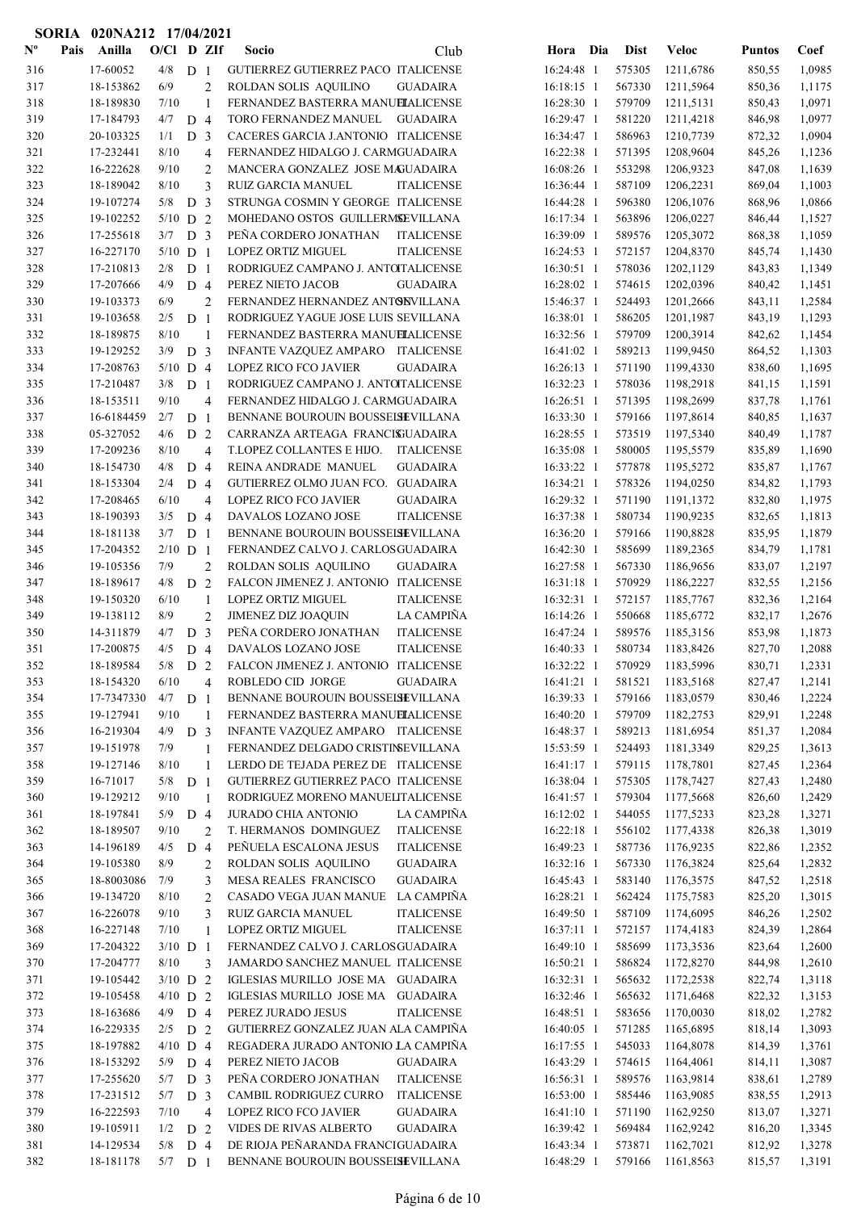# SORIA 020NA212 17/04/2021

| Nº | Pais | Anilla | O/Cl | D | ZIf | Socio | Club | Hora | Dia | Dist | Veloc | Puntos | Coef |
|---|---|---|---|---|---|---|---|---|---|---|---|---|---|
| 316 | | 17-60052 | 4/8 | D | 1 | GUTIERREZ GUTIERREZ PACO | ITALICENSE | 16:24:48 | 1 | 575305 | 1211,6786 | 850,55 | 1,0985 |
| 317 | | 18-153862 | 6/9 | | 2 | ROLDAN SOLIS AQUILINO | GUADAIRA | 16:18:15 | 1 | 567330 | 1211,5964 | 850,36 | 1,1175 |
| 318 | | 18-189830 | 7/10 | | 1 | FERNANDEZ BASTERRA MANUEL | ITALICENSE | 16:28:30 | 1 | 579709 | 1211,5131 | 850,43 | 1,0971 |
| 319 | | 17-184793 | 4/7 | D | 4 | TORO FERNANDEZ MANUEL | GUADAIRA | 16:29:47 | 1 | 581220 | 1211,4218 | 846,98 | 1,0977 |
| 320 | | 20-103325 | 1/1 | D | 3 | CACERES GARCIA J.ANTONIO | ITALICENSE | 16:34:47 | 1 | 588963 | 1210,7739 | 872,32 | 1,0904 |
| 321 | | 17-232441 | 8/10 | | 4 | FERNANDEZ HIDALGO J. CARM | GUADAIRA | 16:22:38 | 1 | 571395 | 1208,9604 | 845,26 | 1,1236 |
| 322 | | 16-222628 | 9/10 | | 2 | MANCERA GONZALEZ JOSE MA | GUADAIRA | 16:08:26 | 1 | 553298 | 1206,9323 | 847,08 | 1,1639 |
| 323 | | 18-189042 | 8/10 | | 3 | RUIZ GARCIA MANUEL | ITALICENSE | 16:36:44 | 1 | 587109 | 1206,2231 | 869,04 | 1,1003 |
| 324 | | 19-107274 | 5/8 | D | 3 | STRUNGA COSMIN Y GEORGE | ITALICENSE | 16:44:28 | 1 | 596380 | 1206,1076 | 868,96 | 1,0866 |
| 325 | | 19-102252 | 5/10 | D | 2 | MOHEDANO OSTOS GUILLERMO | SEVILLANA | 16:17:34 | 1 | 563896 | 1206,0227 | 846,44 | 1,1527 |
| 326 | | 17-255618 | 3/7 | D | 3 | PEÑA CORDERO JONATHAN | ITALICENSE | 16:39:09 | 1 | 589576 | 1205,3072 | 868,38 | 1,1059 |
| 327 | | 16-227170 | 5/10 | D | 1 | LOPEZ ORTIZ MIGUEL | ITALICENSE | 16:24:53 | 1 | 572157 | 1204,8370 | 845,74 | 1,1430 |
| 328 | | 17-210813 | 2/8 | D | 1 | RODRIGUEZ CAMPANO J. ANTO | ITALICENSE | 16:30:51 | 1 | 578036 | 1202,1129 | 843,83 | 1,1349 |
| 329 | | 17-207666 | 4/9 | D | 4 | PEREZ NIETO JACOB | GUADAIRA | 16:28:02 | 1 | 574615 | 1202,0396 | 840,42 | 1,1451 |
| 330 | | 19-103373 | 6/9 | | 2 | FERNANDEZ HERNANDEZ ANTON | SEVILLANA | 15:46:37 | 1 | 524493 | 1201,2666 | 843,11 | 1,2584 |
| 331 | | 19-103658 | 2/5 | D | 1 | RODRIGUEZ YAGUE JOSE LUIS | SEVILLANA | 16:38:01 | 1 | 586205 | 1201,1987 | 843,19 | 1,1293 |
| 332 | | 18-189875 | 8/10 | | 1 | FERNANDEZ BASTERRA MANUEL | ITALICENSE | 16:32:56 | 1 | 579709 | 1200,3914 | 842,62 | 1,1454 |
| 333 | | 19-129252 | 3/9 | D | 3 | INFANTE VAZQUEZ AMPARO | ITALICENSE | 16:41:02 | 1 | 589213 | 1199,9450 | 864,52 | 1,1303 |
| 334 | | 17-208763 | 5/10 | D | 4 | LOPEZ RICO FCO JAVIER | GUADAIRA | 16:26:13 | 1 | 571190 | 1199,4330 | 838,60 | 1,1695 |
| 335 | | 17-210487 | 3/8 | D | 1 | RODRIGUEZ CAMPANO J. ANTO | ITALICENSE | 16:32:23 | 1 | 578036 | 1198,2918 | 841,15 | 1,1591 |
| 336 | | 18-153511 | 9/10 | | 4 | FERNANDEZ HIDALGO J. CARM | GUADAIRA | 16:26:51 | 1 | 571395 | 1198,2699 | 837,78 | 1,1761 |
| 337 | | 16-6184459 | 2/7 | D | 1 | BENNANE BOUROUIN BOUSSELH | SEVILLANA | 16:33:30 | 1 | 579166 | 1197,8614 | 840,85 | 1,1637 |
| 338 | | 05-327052 | 4/6 | D | 2 | CARRANZA ARTEAGA FRANCIS | GUADAIRA | 16:28:55 | 1 | 573519 | 1197,5340 | 840,49 | 1,1787 |
| 339 | | 17-209236 | 8/10 | | 4 | T.LOPEZ COLLANTES E HIJO. | ITALICENSE | 16:35:08 | 1 | 580005 | 1195,5579 | 835,89 | 1,1690 |
| 340 | | 18-154730 | 4/8 | D | 4 | REINA ANDRADE MANUEL | GUADAIRA | 16:33:22 | 1 | 577878 | 1195,5272 | 835,87 | 1,1767 |
| 341 | | 18-153304 | 2/4 | D | 4 | GUTIERREZ OLMO JUAN FCO. | GUADAIRA | 16:34:21 | 1 | 578326 | 1194,0250 | 834,82 | 1,1793 |
| 342 | | 17-208465 | 6/10 | | 4 | LOPEZ RICO FCO JAVIER | GUADAIRA | 16:29:32 | 1 | 571190 | 1191,1372 | 832,80 | 1,1975 |
| 343 | | 18-190393 | 3/5 | D | 4 | DAVALOS LOZANO JOSE | ITALICENSE | 16:37:38 | 1 | 580734 | 1190,9235 | 832,65 | 1,1813 |
| 344 | | 18-181138 | 3/7 | D | 1 | BENNANE BOUROUIN BOUSSELH | SEVILLANA | 16:36:20 | 1 | 579166 | 1190,8828 | 835,95 | 1,1879 |
| 345 | | 17-204352 | 2/10 | D | 1 | FERNANDEZ CALVO J. CARLOS | GUADAIRA | 16:42:30 | 1 | 585699 | 1189,2365 | 834,79 | 1,1781 |
| 346 | | 19-105356 | 7/9 | | 2 | ROLDAN SOLIS AQUILINO | GUADAIRA | 16:27:58 | 1 | 567330 | 1186,9656 | 833,07 | 1,2197 |
| 347 | | 18-189617 | 4/8 | D | 2 | FALCON JIMENEZ J. ANTONIO | ITALICENSE | 16:31:18 | 1 | 570929 | 1186,2227 | 832,55 | 1,2156 |
| 348 | | 19-150320 | 6/10 | | 1 | LOPEZ ORTIZ MIGUEL | ITALICENSE | 16:32:31 | 1 | 572157 | 1185,7767 | 832,36 | 1,2164 |
| 349 | | 19-138112 | 8/9 | | 2 | JIMENEZ DIZ JOAQUIN | LA CAMPIÑA | 16:14:26 | 1 | 550668 | 1185,6772 | 832,17 | 1,2676 |
| 350 | | 14-311879 | 4/7 | D | 3 | PEÑA CORDERO JONATHAN | ITALICENSE | 16:47:24 | 1 | 589576 | 1185,3156 | 853,98 | 1,1873 |
| 351 | | 17-200875 | 4/5 | D | 4 | DAVALOS LOZANO JOSE | ITALICENSE | 16:40:33 | 1 | 580734 | 1183,8426 | 827,70 | 1,2088 |
| 352 | | 18-189584 | 5/8 | D | 2 | FALCON JIMENEZ J. ANTONIO | ITALICENSE | 16:32:22 | 1 | 570929 | 1183,5996 | 830,71 | 1,2331 |
| 353 | | 18-154320 | 6/10 | | 4 | ROBLEDO CID JORGE | GUADAIRA | 16:41:21 | 1 | 581521 | 1183,5168 | 827,47 | 1,2141 |
| 354 | | 17-7347330 | 4/7 | D | 1 | BENNANE BOUROUIN BOUSSELH | SEVILLANA | 16:39:33 | 1 | 579166 | 1183,0579 | 830,46 | 1,2224 |
| 355 | | 19-127941 | 9/10 | | 1 | FERNANDEZ BASTERRA MANUEL | ITALICENSE | 16:40:20 | 1 | 579709 | 1182,2753 | 829,91 | 1,2248 |
| 356 | | 16-219304 | 4/9 | D | 3 | INFANTE VAZQUEZ AMPARO | ITALICENSE | 16:48:37 | 1 | 589213 | 1181,6954 | 851,37 | 1,2084 |
| 357 | | 19-151978 | 7/9 | | 1 | FERNANDEZ DELGADO CRISTIN | SEVILLANA | 15:53:59 | 1 | 524493 | 1181,3349 | 829,25 | 1,3613 |
| 358 | | 19-127146 | 8/10 | | 1 | LERDO DE TEJADA PEREZ DE | ITALICENSE | 16:41:17 | 1 | 579115 | 1178,7801 | 827,45 | 1,2364 |
| 359 | | 16-71017 | 5/8 | D | 1 | GUTIERREZ GUTIERREZ PACO | ITALICENSE | 16:38:04 | 1 | 575305 | 1178,7427 | 827,43 | 1,2480 |
| 360 | | 19-129212 | 9/10 | | 1 | RODRIGUEZ MORENO MANUEL | ITALICENSE | 16:41:57 | 1 | 579304 | 1177,5668 | 826,60 | 1,2429 |
| 361 | | 18-197841 | 5/9 | D | 4 | JURADO CHIA ANTONIO | LA CAMPIÑA | 16:12:02 | 1 | 544055 | 1177,5233 | 823,28 | 1,3271 |
| 362 | | 18-189507 | 9/10 | | 2 | T. HERMANOS DOMINGUEZ | ITALICENSE | 16:22:18 | 1 | 556102 | 1177,4338 | 826,38 | 1,3019 |
| 363 | | 14-196189 | 4/5 | D | 4 | PEÑUELA ESCALONA JESUS | ITALICENSE | 16:49:23 | 1 | 587736 | 1176,9235 | 822,86 | 1,2352 |
| 364 | | 19-105380 | 8/9 | | 2 | ROLDAN SOLIS AQUILINO | GUADAIRA | 16:32:16 | 1 | 567330 | 1176,3824 | 825,64 | 1,2832 |
| 365 | | 18-8003086 | 7/9 | | 3 | MESA REALES FRANCISCO | GUADAIRA | 16:45:43 | 1 | 583140 | 1176,3575 | 847,52 | 1,2518 |
| 366 | | 19-134720 | 8/10 | | 2 | CASADO VEGA JUAN MANUE | LA CAMPIÑA | 16:28:21 | 1 | 562424 | 1175,7583 | 825,20 | 1,3015 |
| 367 | | 16-226078 | 9/10 | | 3 | RUIZ GARCIA MANUEL | ITALICENSE | 16:49:50 | 1 | 587109 | 1174,6095 | 846,26 | 1,2502 |
| 368 | | 16-227148 | 7/10 | | 1 | LOPEZ ORTIZ MIGUEL | ITALICENSE | 16:37:11 | 1 | 572157 | 1174,4183 | 824,39 | 1,2864 |
| 369 | | 17-204322 | 3/10 | D | 1 | FERNANDEZ CALVO J. CARLOS | GUADAIRA | 16:49:10 | 1 | 585699 | 1173,3536 | 823,64 | 1,2600 |
| 370 | | 17-204777 | 8/10 | | 3 | JAMARDO SANCHEZ MANUEL | ITALICENSE | 16:50:21 | 1 | 586824 | 1172,8270 | 844,98 | 1,2610 |
| 371 | | 19-105442 | 3/10 | D | 2 | IGLESIAS MURILLO JOSE MA | GUADAIRA | 16:32:31 | 1 | 565632 | 1172,2538 | 822,74 | 1,3118 |
| 372 | | 19-105458 | 4/10 | D | 2 | IGLESIAS MURILLO JOSE MA | GUADAIRA | 16:32:46 | 1 | 565632 | 1171,6468 | 822,32 | 1,3153 |
| 373 | | 18-163686 | 4/9 | D | 4 | PEREZ JURADO JESUS | ITALICENSE | 16:48:51 | 1 | 583656 | 1170,0030 | 818,02 | 1,2782 |
| 374 | | 16-229335 | 2/5 | D | 2 | GUTIERREZ GONZALEZ JUAN A | LA CAMPIÑA | 16:40:05 | 1 | 571285 | 1165,6895 | 818,14 | 1,3093 |
| 375 | | 18-197882 | 4/10 | D | 4 | REGADERA JURADO ANTONIO L | LA CAMPIÑA | 16:17:55 | 1 | 545033 | 1164,8078 | 814,39 | 1,3761 |
| 376 | | 18-153292 | 5/9 | D | 4 | PEREZ NIETO JACOB | GUADAIRA | 16:43:29 | 1 | 574615 | 1164,4061 | 814,11 | 1,3087 |
| 377 | | 17-255620 | 5/7 | D | 3 | PEÑA CORDERO JONATHAN | ITALICENSE | 16:56:31 | 1 | 589576 | 1163,9814 | 838,61 | 1,2789 |
| 378 | | 17-231512 | 5/7 | D | 3 | CAMBIL RODRIGUEZ CURRO | ITALICENSE | 16:53:00 | 1 | 585446 | 1163,9085 | 838,55 | 1,2913 |
| 379 | | 16-222593 | 7/10 | | 4 | LOPEZ RICO FCO JAVIER | GUADAIRA | 16:41:10 | 1 | 571190 | 1162,9250 | 813,07 | 1,3271 |
| 380 | | 19-105911 | 1/2 | D | 2 | VIDES DE RIVAS ALBERTO | GUADAIRA | 16:39:42 | 1 | 569484 | 1162,9242 | 816,20 | 1,3345 |
| 381 | | 14-129534 | 5/8 | D | 4 | DE RIOJA PEÑARANDA FRANCI | GUADAIRA | 16:43:34 | 1 | 573871 | 1162,7021 | 812,92 | 1,3278 |
| 382 | | 18-181178 | 5/7 | D | 1 | BENNANE BOUROUIN BOUSSELH | SEVILLANA | 16:48:29 | 1 | 579166 | 1161,8563 | 815,57 | 1,3191 |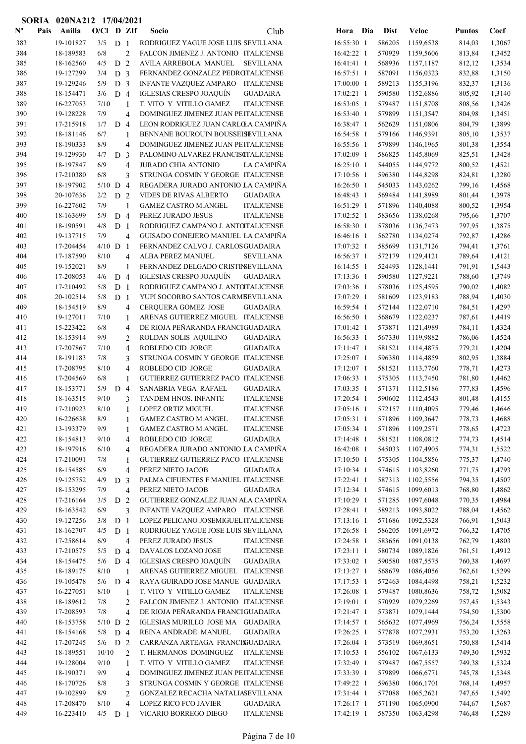# SORIA 020NA212 17/04/2021

| Nº | Pais | Anilla | O/Cl | D | ZIf | Socio | Club | Hora | Dia | Dist | Veloc | Puntos | Coef |
|---|---|---|---|---|---|---|---|---|---|---|---|---|---|
| 383 | | 19-101827 | 3/5 | D | 1 | RODRIGUEZ YAGUE JOSE LUIS | SEVILLANA | 16:55:30 | 1 | 586205 | 1159,6538 | 814,03 | 1,3067 |
| 384 | | 18-189583 | 6/8 | | 2 | FALCON JIMENEZ J. ANTONIO | ITALICENSE | 16:42:22 | 1 | 570929 | 1159,5606 | 813,84 | 1,3452 |
| 385 | | 18-162560 | 4/5 | D | 2 | AVILA ARREBOLA MANUEL | SEVILLANA | 16:41:41 | 1 | 568936 | 1157,1187 | 812,12 | 1,3534 |
| 386 | | 19-127299 | 3/4 | D | 3 | FERNANDEZ GONZALEZ PEDRO | ITALICENSE | 16:57:51 | 1 | 587091 | 1156,0323 | 832,88 | 1,3150 |
| 387 | | 19-129246 | 5/9 | D | 3 | INFANTE VAZQUEZ AMPARO | ITALICENSE | 17:00:00 | 1 | 589213 | 1155,3196 | 832,37 | 1,3136 |
| 388 | | 18-154471 | 3/6 | D | 4 | IGLESIAS CRESPO JOAQUÍN | GUADAIRA | 17:02:21 | 1 | 590580 | 1152,6886 | 805,92 | 1,3140 |
| 389 | | 16-227053 | 7/10 | | 1 | T. VITO Y VITILLO GAMEZ | ITALICENSE | 16:53:05 | 1 | 579487 | 1151,8708 | 808,56 | 1,3426 |
| 390 | | 19-128228 | 7/9 | | 4 | DOMINGUEZ JIMENEZ JUAN PE | ITALICENSE | 16:53:40 | 1 | 579899 | 1151,3547 | 804,98 | 1,3451 |
| 391 | | 17-215918 | 1/7 | D | 4 | LEON RODRIGUEZ JUAN CARLO | LA CAMPIÑA | 16:38:47 | 1 | 562629 | 1151,0806 | 804,79 | 1,3899 |
| 392 | | 18-181146 | 6/7 | | 1 | BENNANE BOUROUIN BOUSSELH | SEVILLANA | 16:54:58 | 1 | 579166 | 1146,9391 | 805,10 | 1,3537 |
| 393 | | 18-190333 | 8/9 | | 4 | DOMINGUEZ JIMENEZ JUAN PE | ITALICENSE | 16:55:56 | 1 | 579899 | 1146,1965 | 801,38 | 1,3554 |
| 394 | | 19-129930 | 4/7 | D | 3 | PALOMINO ALVAREZ FRANCISC | ITALICENSE | 17:02:09 | 1 | 586825 | 1145,8069 | 825,51 | 1,3428 |
| 395 | | 18-197847 | 6/9 | | 4 | JURADO CHIA ANTONIO | LA CAMPIÑA | 16:25:10 | 1 | 544055 | 1144,9772 | 800,52 | 1,4521 |
| 396 | | 17-210380 | 6/8 | | 3 | STRUNGA COSMIN Y GEORGE | ITALICENSE | 17:10:56 | 1 | 596380 | 1144,8298 | 824,81 | 1,3280 |
| 397 | | 18-197902 | 5/10 | D | 4 | REGADERA JURADO ANTONIO I | LA CAMPIÑA | 16:26:50 | 1 | 545033 | 1143,0262 | 799,16 | 1,4568 |
| 398 | | 20-107636 | 2/2 | D | 2 | VIDES DE RIVAS ALBERTO | GUADAIRA | 16:48:43 | 1 | 569484 | 1141,8989 | 801,44 | 1,3978 |
| 399 | | 16-227602 | 7/9 | | 1 | GAMEZ CASTRO M.ANGEL | ITALICENSE | 16:51:29 | 1 | 571896 | 1140,4088 | 800,52 | 1,3954 |
| 400 | | 18-163699 | 5/9 | D | 4 | PEREZ JURADO JESUS | ITALICENSE | 17:02:52 | 1 | 583656 | 1138,0268 | 795,66 | 1,3707 |
| 401 | | 18-190591 | 4/8 | D | 1 | RODRIGUEZ CAMPANO J. ANTO | ITALICENSE | 16:58:30 | 1 | 578036 | 1136,7473 | 797,95 | 1,3875 |
| 402 | | 19-137715 | 7/9 | | 4 | GUISADO CONEJERO MANUEL | LA CAMPIÑA | 16:46:16 | 1 | 562780 | 1134,0274 | 792,87 | 1,4286 |
| 403 | | 17-204454 | 4/10 | D | 1 | FERNANDEZ CALVO J. CARLOS | GUADAIRA | 17:07:32 | 1 | 585699 | 1131,7126 | 794,41 | 1,3761 |
| 404 | | 17-187590 | 8/10 | | 4 | ALBA PEREZ MANUEL | SEVILLANA | 16:56:37 | 1 | 572179 | 1129,4121 | 789,64 | 1,4121 |
| 405 | | 19-152021 | 8/9 | | 1 | FERNANDEZ DELGADO CRISTIN | SEVILLANA | 16:14:55 | 1 | 524493 | 1128,1441 | 791,91 | 1,5443 |
| 406 | | 17-208053 | 4/6 | D | 4 | IGLESIAS CRESPO JOAQUÍN | GUADAIRA | 17:13:36 | 1 | 590580 | 1127,9221 | 788,60 | 1,3749 |
| 407 | | 17-210492 | 5/8 | D | 1 | RODRIGUEZ CAMPANO J. ANTO | ITALICENSE | 17:03:36 | 1 | 578036 | 1125,4595 | 790,02 | 1,4082 |
| 408 | | 20-102514 | 5/8 | D | 1 | YUPI SOCORRO SANTOS CARME | SEVILLANA | 17:07:29 | 1 | 581609 | 1123,9183 | 788,94 | 1,4030 |
| 409 | | 18-154519 | 8/9 | | 4 | CERQUERA GOMEZ JOSE | GUADAIRA | 16:59:54 | 1 | 572144 | 1122,0710 | 784,51 | 1,4297 |
| 410 | | 19-127011 | 7/10 | | 1 | ARENAS GUTIERREZ MIGUEL | ITALICENSE | 16:56:50 | 1 | 568679 | 1122,0237 | 787,61 | 1,4419 |
| 411 | | 15-223422 | 6/8 | | 4 | DE RIOJA PEÑARANDA FRANCI | GUADAIRA | 17:01:42 | 1 | 573871 | 1121,4989 | 784,11 | 1,4324 |
| 412 | | 18-153914 | 9/9 | | 2 | ROLDAN SOLIS AQUILINO | GUADAIRA | 16:56:33 | 1 | 567330 | 1119,9882 | 786,06 | 1,4524 |
| 413 | | 17-207867 | 7/10 | | 4 | ROBLEDO CID JORGE | GUADAIRA | 17:11:47 | 1 | 581521 | 1114,4875 | 779,21 | 1,4204 |
| 414 | | 18-191183 | 7/8 | | 3 | STRUNGA COSMIN Y GEORGE | ITALICENSE | 17:25:07 | 1 | 596380 | 1114,4859 | 802,95 | 1,3884 |
| 415 | | 17-208795 | 8/10 | | 4 | ROBLEDO CID JORGE | GUADAIRA | 17:12:07 | 1 | 581521 | 1113,7760 | 778,71 | 1,4273 |
| 416 | | 17-204569 | 6/8 | | 1 | GUTIERREZ GUTIERREZ PACO | ITALICENSE | 17:06:33 | 1 | 575305 | 1113,7450 | 781,80 | 1,4462 |
| 417 | | 18-153771 | 5/9 | D | 4 | SANABRIA VEGA RAFAEL | GUADAIRA | 17:03:35 | 1 | 571371 | 1112,5186 | 777,83 | 1,4596 |
| 418 | | 18-163515 | 9/10 | | 3 | TANDEM HNOS. INFANTE | ITALICENSE | 17:20:54 | 1 | 590602 | 1112,4543 | 801,48 | 1,4155 |
| 419 | | 17-210923 | 8/10 | | 1 | LOPEZ ORTIZ MIGUEL | ITALICENSE | 17:05:16 | 1 | 572157 | 1110,4095 | 779,46 | 1,4646 |
| 420 | | 16-226638 | 8/9 | | 1 | GAMEZ CASTRO M.ANGEL | ITALICENSE | 17:05:31 | 1 | 571896 | 1109,3647 | 778,73 | 1,4688 |
| 421 | | 13-193379 | 9/9 | | 1 | GAMEZ CASTRO M.ANGEL | ITALICENSE | 17:05:34 | 1 | 571896 | 1109,2571 | 778,65 | 1,4723 |
| 422 | | 18-154813 | 9/10 | | 4 | ROBLEDO CID JORGE | GUADAIRA | 17:14:48 | 1 | 581521 | 1108,0812 | 774,73 | 1,4514 |
| 423 | | 18-197916 | 6/10 | | 4 | REGADERA JURADO ANTONIO I | LA CAMPIÑA | 16:42:08 | 1 | 545033 | 1107,4905 | 774,31 | 1,5522 |
| 424 | | 17-210091 | 7/8 | | 1 | GUTIERREZ GUTIERREZ PACO | ITALICENSE | 17:10:50 | 1 | 575305 | 1104,5856 | 775,37 | 1,4740 |
| 425 | | 18-154585 | 6/9 | | 4 | PEREZ NIETO JACOB | GUADAIRA | 17:10:34 | 1 | 574615 | 1103,8260 | 771,75 | 1,4793 |
| 426 | | 19-125752 | 4/9 | D | 3 | PALMA CIFUENTES F.MANUEL | ITALICENSE | 17:22:41 | 1 | 587313 | 1102,5556 | 794,35 | 1,4507 |
| 427 | | 18-153295 | 7/9 | | 4 | PEREZ NIETO JACOB | GUADAIRA | 17:12:34 | 1 | 574615 | 1099,6013 | 768,80 | 1,4862 |
| 428 | | 17-216164 | 3/5 | D | 2 | GUTIERREZ GONZALEZ JUAN A | LA CAMPIÑA | 17:10:29 | 1 | 571285 | 1097,6048 | 770,35 | 1,4984 |
| 429 | | 18-163542 | 6/9 | | 3 | INFANTE VAZQUEZ AMPARO | ITALICENSE | 17:28:41 | 1 | 589213 | 1093,8022 | 788,04 | 1,4562 |
| 430 | | 19-127256 | 3/8 | D | 1 | LOPEZ PELICANO JOSEMIGUEL | ITALICENSE | 17:13:16 | 1 | 571686 | 1092,5328 | 766,91 | 1,5043 |
| 431 | | 18-162707 | 4/5 | D | 1 | RODRIGUEZ YAGUE JOSE LUIS | SEVILLANA | 17:26:58 | 1 | 586205 | 1091,6972 | 766,32 | 1,4705 |
| 432 | | 17-258614 | 6/9 | | 4 | PEREZ JURADO JESUS | ITALICENSE | 17:24:58 | 1 | 583656 | 1091,0138 | 762,79 | 1,4803 |
| 433 | | 17-210575 | 5/5 | D | 4 | DAVALOS LOZANO JOSE | ITALICENSE | 17:23:11 | 1 | 580734 | 1089,1826 | 761,51 | 1,4912 |
| 434 | | 18-154475 | 5/6 | D | 4 | IGLESIAS CRESPO JOAQUÍN | GUADAIRA | 17:33:02 | 1 | 590580 | 1087,5575 | 760,38 | 1,4697 |
| 435 | | 18-189175 | 8/10 | | 1 | ARENAS GUTIERREZ MIGUEL | ITALICENSE | 17:13:27 | 1 | 568679 | 1086,4056 | 762,61 | 1,5299 |
| 436 | | 19-105478 | 5/6 | D | 4 | RAYA GUIRADO JOSE MANUE | GUADAIRA | 17:17:53 | 1 | 572463 | 1084,4498 | 758,21 | 1,5232 |
| 437 | | 16-227051 | 8/10 | | 1 | T. VITO Y VITILLO GAMEZ | ITALICENSE | 17:26:08 | 1 | 579487 | 1080,8636 | 758,72 | 1,5082 |
| 438 | | 18-189612 | 7/8 | | 2 | FALCON JIMENEZ J. ANTONIO | ITALICENSE | 17:19:01 | 1 | 570929 | 1079,2269 | 757,45 | 1,5343 |
| 439 | | 17-208593 | 7/8 | | 4 | DE RIOJA PEÑARANDA FRANCI | GUADAIRA | 17:21:47 | 1 | 573871 | 1079,1444 | 754,50 | 1,5300 |
| 440 | | 18-153758 | 5/10 | D | 2 | IGLESIAS MURILLO JOSE MA | GUADAIRA | 17:14:57 | 1 | 565632 | 1077,4969 | 756,24 | 1,5558 |
| 441 | | 18-154168 | 5/8 | D | 4 | REINA ANDRADE MANUEL | GUADAIRA | 17:26:25 | 1 | 577878 | 1077,2931 | 753,20 | 1,5263 |
| 442 | | 17-207245 | 5/6 | D | 2 | CARRANZA ARTEAGA FRANCIS | GUADAIRA | 17:26:04 | 1 | 573519 | 1069,8651 | 750,88 | 1,5414 |
| 443 | | 18-189551 | 10/10 | | 2 | T. HERMANOS DOMINGUEZ | ITALICENSE | 17:10:53 | 1 | 556102 | 1067,6133 | 749,30 | 1,5932 |
| 444 | | 19-128004 | 9/10 | | 1 | T. VITO Y VITILLO GAMEZ | ITALICENSE | 17:32:49 | 1 | 579487 | 1067,5557 | 749,38 | 1,5324 |
| 445 | | 18-190371 | 9/9 | | 4 | DOMINGUEZ JIMENEZ JUAN PE | ITALICENSE | 17:33:39 | 1 | 579899 | 1066,6771 | 745,78 | 1,5348 |
| 446 | | 18-170726 | 8/8 | | 3 | STRUNGA COSMIN Y GEORGE | ITALICENSE | 17:49:22 | 1 | 596380 | 1066,1701 | 768,14 | 1,4957 |
| 447 | | 19-102899 | 8/9 | | 2 | GONZALEZ RECACHA NATALIA | SEVILLANA | 17:31:44 | 1 | 577088 | 1065,2621 | 747,65 | 1,5492 |
| 448 | | 17-208470 | 8/10 | | 4 | LOPEZ RICO FCO JAVIER | GUADAIRA | 17:26:17 | 1 | 571190 | 1065,0900 | 744,67 | 1,5687 |
| 449 | | 16-223410 | 4/5 | D | 1 | VICARIO BORREGO DIEGO | ITALICENSE | 17:42:19 | 1 | 587350 | 1063,4298 | 746,48 | 1,5289 |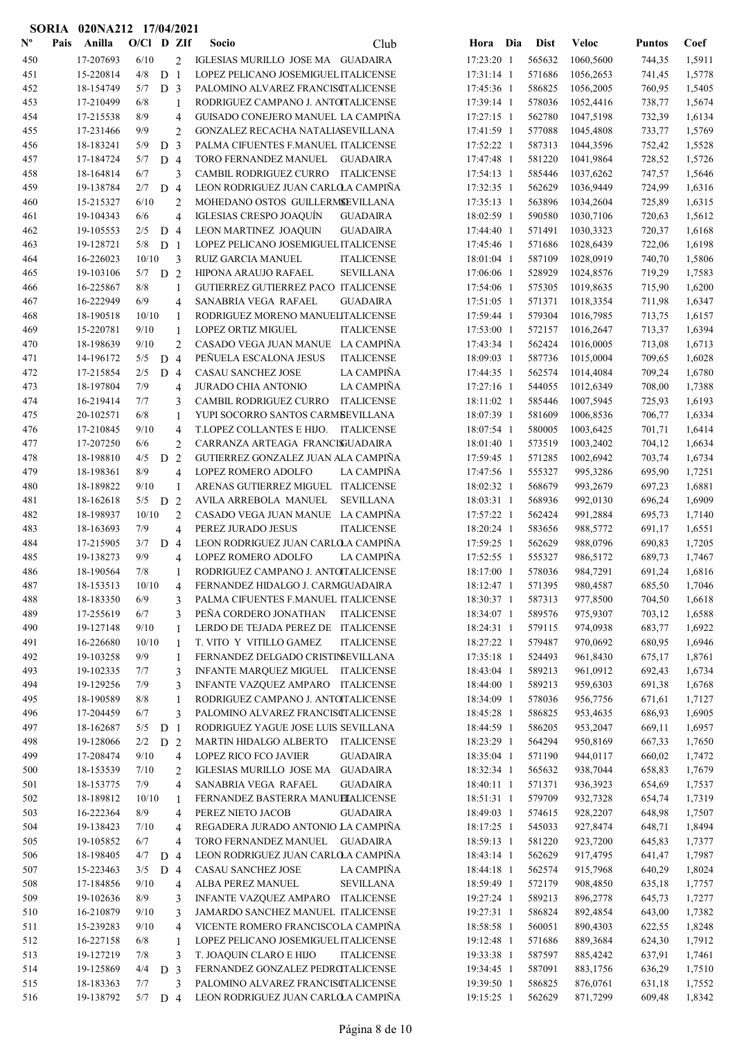# SORIA 020NA212 17/04/2021

| Nº | Pais | Anilla | O/Cl | D | ZIf | Socio | Club | Hora | Dia | Dist | Veloc | Puntos | Coef |
|---|---|---|---|---|---|---|---|---|---|---|---|---|---|
| 450 | | 17-207693 | 6/10 | | 2 | IGLESIAS MURILLO JOSE MA | GUADAIRA | 17:23:20 | 1 | 565632 | 1060,5600 | 744,35 | 1,5911 |
| 451 | | 15-220814 | 4/8 | D | 1 | LOPEZ PELICANO JOSEMIGUEL | ITALICENSE | 17:31:14 | 1 | 571686 | 1056,2653 | 741,45 | 1,5778 |
| 452 | | 18-154749 | 5/7 | D | 3 | PALOMINO ALVAREZ FRANCISC | ITALICENSE | 17:45:36 | 1 | 586825 | 1056,2005 | 760,95 | 1,5405 |
| 453 | | 17-210499 | 6/8 | | 1 | RODRIGUEZ CAMPANO J. ANTO | ITALICENSE | 17:39:14 | 1 | 578036 | 1052,4416 | 738,77 | 1,5674 |
| 454 | | 17-215538 | 8/9 | | 4 | GUISADO CONEJERO MANUEL | LA CAMPIÑA | 17:27:15 | 1 | 562780 | 1047,5198 | 732,39 | 1,6134 |
| 455 | | 17-231466 | 9/9 | | 2 | GONZALEZ RECACHA NATALIA | SEVILLANA | 17:41:59 | 1 | 577088 | 1045,4808 | 733,77 | 1,5769 |
| 456 | | 18-183241 | 5/9 | D | 3 | PALMA CIFUENTES F.MANUEL | ITALICENSE | 17:52:22 | 1 | 587313 | 1044,3596 | 752,42 | 1,5528 |
| 457 | | 17-184724 | 5/7 | D | 4 | TORO FERNANDEZ MANUEL | GUADAIRA | 17:47:48 | 1 | 581220 | 1041,9864 | 728,52 | 1,5726 |
| 458 | | 18-164814 | 6/7 | | 3 | CAMBIL RODRIGUEZ CURRO | ITALICENSE | 17:54:13 | 1 | 585446 | 1037,6262 | 747,57 | 1,5646 |
| 459 | | 19-138784 | 2/7 | D | 4 | LEON RODRIGUEZ JUAN CARLO | LA CAMPIÑA | 17:32:35 | 1 | 562629 | 1036,9449 | 724,99 | 1,6316 |
| 460 | | 15-215327 | 6/10 | | 2 | MOHEDANO OSTOS GUILLERMO | SEVILLANA | 17:35:13 | 1 | 563896 | 1034,2604 | 725,89 | 1,6315 |
| 461 | | 19-104343 | 6/6 | | 4 | IGLESIAS CRESPO JOAQUÍN | GUADAIRA | 18:02:59 | 1 | 590580 | 1030,7106 | 720,63 | 1,5612 |
| 462 | | 19-105553 | 2/5 | D | 4 | LEON MARTINEZ JOAQUIN | GUADAIRA | 17:44:40 | 1 | 571491 | 1030,3323 | 720,37 | 1,6168 |
| 463 | | 19-128721 | 5/8 | D | 1 | LOPEZ PELICANO JOSEMIGUEL | ITALICENSE | 17:45:46 | 1 | 571686 | 1028,6439 | 722,06 | 1,6198 |
| 464 | | 16-226023 | 10/10 | | 3 | RUIZ GARCIA MANUEL | ITALICENSE | 18:01:04 | 1 | 587109 | 1028,0919 | 740,70 | 1,5806 |
| 465 | | 19-103106 | 5/7 | D | 2 | HIPONA ARAUJO RAFAEL | SEVILLANA | 17:06:06 | 1 | 528929 | 1024,8576 | 719,29 | 1,7583 |
| 466 | | 16-225867 | 8/8 | | 1 | GUTIERREZ GUTIERREZ PACO | ITALICENSE | 17:54:06 | 1 | 575305 | 1019,8635 | 715,90 | 1,6200 |
| 467 | | 16-222949 | 6/9 | | 4 | SANABRIA VEGA RAFAEL | GUADAIRA | 17:51:05 | 1 | 571371 | 1018,3354 | 711,98 | 1,6347 |
| 468 | | 18-190518 | 10/10 | | 1 | RODRIGUEZ MORENO MANUEL | ITALICENSE | 17:59:44 | 1 | 579304 | 1016,7985 | 713,75 | 1,6157 |
| 469 | | 15-220781 | 9/10 | | 1 | LOPEZ ORTIZ MIGUEL | ITALICENSE | 17:53:00 | 1 | 572157 | 1016,2647 | 713,37 | 1,6394 |
| 470 | | 18-198639 | 9/10 | | 2 | CASADO VEGA JUAN MANUE | LA CAMPIÑA | 17:43:34 | 1 | 562424 | 1016,0005 | 713,08 | 1,6713 |
| 471 | | 14-196172 | 5/5 | D | 4 | PEÑUELA ESCALONA JESUS | ITALICENSE | 18:09:03 | 1 | 587736 | 1015,0004 | 709,65 | 1,6028 |
| 472 | | 17-215854 | 2/5 | D | 4 | CASAU SANCHEZ JOSE | LA CAMPIÑA | 17:44:35 | 1 | 562574 | 1014,4084 | 709,24 | 1,6780 |
| 473 | | 18-197804 | 7/9 | | 4 | JURADO CHIA ANTONIO | LA CAMPIÑA | 17:27:16 | 1 | 544055 | 1012,6349 | 708,00 | 1,7388 |
| 474 | | 16-219414 | 7/7 | | 3 | CAMBIL RODRIGUEZ CURRO | ITALICENSE | 18:11:02 | 1 | 585446 | 1007,5945 | 725,93 | 1,6193 |
| 475 | | 20-102571 | 6/8 | | 1 | YUPI SOCORRO SANTOS CARME | SEVILLANA | 18:07:39 | 1 | 581609 | 1006,8536 | 706,77 | 1,6334 |
| 476 | | 17-210845 | 9/10 | | 4 | T.LOPEZ COLLANTES E HIJO. | ITALICENSE | 18:07:54 | 1 | 580005 | 1003,6425 | 701,71 | 1,6414 |
| 477 | | 17-207250 | 6/6 | | 2 | CARRANZA ARTEAGA FRANCIS | GUADAIRA | 18:01:40 | 1 | 573519 | 1003,2402 | 704,12 | 1,6634 |
| 478 | | 18-198810 | 4/5 | D | 2 | GUTIERREZ GONZALEZ JUAN A | LA CAMPIÑA | 17:59:45 | 1 | 571285 | 1002,6942 | 703,74 | 1,6734 |
| 479 | | 18-198361 | 8/9 | | 4 | LOPEZ ROMERO ADOLFO | LA CAMPIÑA | 17:47:56 | 1 | 555327 | 995,3286 | 695,90 | 1,7251 |
| 480 | | 18-189822 | 9/10 | | 1 | ARENAS GUTIERREZ MIGUEL | ITALICENSE | 18:02:32 | 1 | 568679 | 993,2679 | 697,23 | 1,6881 |
| 481 | | 18-162618 | 5/5 | D | 2 | AVILA ARREBOLA MANUEL | SEVILLANA | 18:03:31 | 1 | 568936 | 992,0130 | 696,24 | 1,6909 |
| 482 | | 18-198937 | 10/10 | | 2 | CASADO VEGA JUAN MANUE | LA CAMPIÑA | 17:57:22 | 1 | 562424 | 991,2884 | 695,73 | 1,7140 |
| 483 | | 18-163693 | 7/9 | | 4 | PEREZ JURADO JESUS | ITALICENSE | 18:20:24 | 1 | 583656 | 988,5772 | 691,17 | 1,6551 |
| 484 | | 17-215905 | 3/7 | D | 4 | LEON RODRIGUEZ JUAN CARLO | LA CAMPIÑA | 17:59:25 | 1 | 562629 | 988,0796 | 690,83 | 1,7205 |
| 485 | | 19-138273 | 9/9 | | 4 | LOPEZ ROMERO ADOLFO | LA CAMPIÑA | 17:52:55 | 1 | 555327 | 986,5172 | 689,73 | 1,7467 |
| 486 | | 18-190564 | 7/8 | | 1 | RODRIGUEZ CAMPANO J. ANTO | ITALICENSE | 18:17:00 | 1 | 578036 | 984,7291 | 691,24 | 1,6816 |
| 487 | | 18-153513 | 10/10 | | 4 | FERNANDEZ HIDALGO J. CARM | GUADAIRA | 18:12:47 | 1 | 571395 | 980,4587 | 685,50 | 1,7046 |
| 488 | | 18-183350 | 6/9 | | 3 | PALMA CIFUENTES F.MANUEL | ITALICENSE | 18:30:37 | 1 | 587313 | 977,8500 | 704,50 | 1,6618 |
| 489 | | 17-255619 | 6/7 | | 3 | PEÑA CORDERO JONATHAN | ITALICENSE | 18:34:07 | 1 | 589576 | 975,9307 | 703,12 | 1,6588 |
| 490 | | 19-127148 | 9/10 | | 1 | LERDO DE TEJADA PEREZ DE | ITALICENSE | 18:24:31 | 1 | 579115 | 974,0938 | 683,77 | 1,6922 |
| 491 | | 16-226680 | 10/10 | | 1 | T. VITO Y VITILLO GAMEZ | ITALICENSE | 18:27:22 | 1 | 579487 | 970,0692 | 680,95 | 1,6946 |
| 492 | | 19-103258 | 9/9 | | 1 | FERNANDEZ DELGADO CRISTIN | SEVILLANA | 17:35:18 | 1 | 524493 | 961,8430 | 675,17 | 1,8761 |
| 493 | | 19-102335 | 7/7 | | 3 | INFANTE MARQUEZ MIGUEL | ITALICENSE | 18:43:04 | 1 | 589213 | 961,0912 | 692,43 | 1,6734 |
| 494 | | 19-129256 | 7/9 | | 3 | INFANTE VAZQUEZ AMPARO | ITALICENSE | 18:44:00 | 1 | 589213 | 959,6303 | 691,38 | 1,6768 |
| 495 | | 18-190589 | 8/8 | | 1 | RODRIGUEZ CAMPANO J. ANTO | ITALICENSE | 18:34:09 | 1 | 578036 | 956,7756 | 671,61 | 1,7127 |
| 496 | | 17-204459 | 6/7 | | 3 | PALOMINO ALVAREZ FRANCISC | ITALICENSE | 18:45:28 | 1 | 586825 | 953,4635 | 686,93 | 1,6905 |
| 497 | | 18-162687 | 5/5 | D | 1 | RODRIGUEZ YAGUE JOSE LUIS | SEVILLANA | 18:44:59 | 1 | 586205 | 953,2047 | 669,11 | 1,6957 |
| 498 | | 19-128066 | 2/2 | D | 2 | MARTIN HIDALGO ALBERTO | ITALICENSE | 18:23:29 | 1 | 564294 | 950,8169 | 667,33 | 1,7650 |
| 499 | | 17-208474 | 9/10 | | 4 | LOPEZ RICO FCO JAVIER | GUADAIRA | 18:35:04 | 1 | 571190 | 944,0117 | 660,02 | 1,7472 |
| 500 | | 18-153539 | 7/10 | | 2 | IGLESIAS MURILLO JOSE MA | GUADAIRA | 18:32:34 | 1 | 565632 | 938,7044 | 658,83 | 1,7679 |
| 501 | | 18-153775 | 7/9 | | 4 | SANABRIA VEGA RAFAEL | GUADAIRA | 18:40:11 | 1 | 571371 | 936,3923 | 654,69 | 1,7537 |
| 502 | | 18-189812 | 10/10 | | 1 | FERNANDEZ BASTERRA MANUEL | ITALICENSE | 18:51:31 | 1 | 579709 | 932,7328 | 654,74 | 1,7319 |
| 503 | | 16-222364 | 8/9 | | 4 | PEREZ NIETO JACOB | GUADAIRA | 18:49:03 | 1 | 574615 | 928,2207 | 648,98 | 1,7507 |
| 504 | | 19-138423 | 7/10 | | 4 | REGADERA JURADO ANTONIO J | LA CAMPIÑA | 18:17:25 | 1 | 545033 | 927,8474 | 648,71 | 1,8494 |
| 505 | | 19-105852 | 6/7 | | 4 | TORO FERNANDEZ MANUEL | GUADAIRA | 18:59:13 | 1 | 581220 | 923,7200 | 645,83 | 1,7377 |
| 506 | | 18-198405 | 4/7 | D | 4 | LEON RODRIGUEZ JUAN CARLO | LA CAMPIÑA | 18:43:14 | 1 | 562629 | 917,4795 | 641,47 | 1,7987 |
| 507 | | 15-223463 | 3/5 | D | 4 | CASAU SANCHEZ JOSE | LA CAMPIÑA | 18:44:18 | 1 | 562574 | 915,7968 | 640,29 | 1,8024 |
| 508 | | 17-184856 | 9/10 | | 4 | ALBA PEREZ MANUEL | SEVILLANA | 18:59:49 | 1 | 572179 | 908,4850 | 635,18 | 1,7757 |
| 509 | | 19-102636 | 8/9 | | 3 | INFANTE VAZQUEZ AMPARO | ITALICENSE | 19:27:24 | 1 | 589213 | 896,2778 | 645,73 | 1,7277 |
| 510 | | 16-210879 | 9/10 | | 3 | JAMARDO SANCHEZ MANUEL | ITALICENSE | 19:27:31 | 1 | 586824 | 892,4854 | 643,00 | 1,7382 |
| 511 | | 15-239283 | 9/10 | | 4 | VICENTE ROMERO FRANCISCO | LA CAMPIÑA | 18:58:58 | 1 | 560051 | 890,4303 | 622,55 | 1,8248 |
| 512 | | 16-227158 | 6/8 | | 1 | LOPEZ PELICANO JOSEMIGUEL | ITALICENSE | 19:12:48 | 1 | 571686 | 889,3684 | 624,30 | 1,7912 |
| 513 | | 19-127219 | 7/8 | | 3 | T. JOAQUIN CLARO E HIJO | ITALICENSE | 19:33:38 | 1 | 587597 | 885,4242 | 637,91 | 1,7461 |
| 514 | | 19-125869 | 4/4 | D | 3 | FERNANDEZ GONZALEZ PEDRO | ITALICENSE | 19:34:45 | 1 | 587091 | 883,1756 | 636,29 | 1,7510 |
| 515 | | 18-183363 | 7/7 | | 3 | PALOMINO ALVAREZ FRANCISC | ITALICENSE | 19:39:50 | 1 | 586825 | 876,0761 | 631,18 | 1,7552 |
| 516 | | 19-138792 | 5/7 | D | 4 | LEON RODRIGUEZ JUAN CARLO | LA CAMPIÑA | 19:15:25 | 1 | 562629 | 871,7299 | 609,48 | 1,8342 |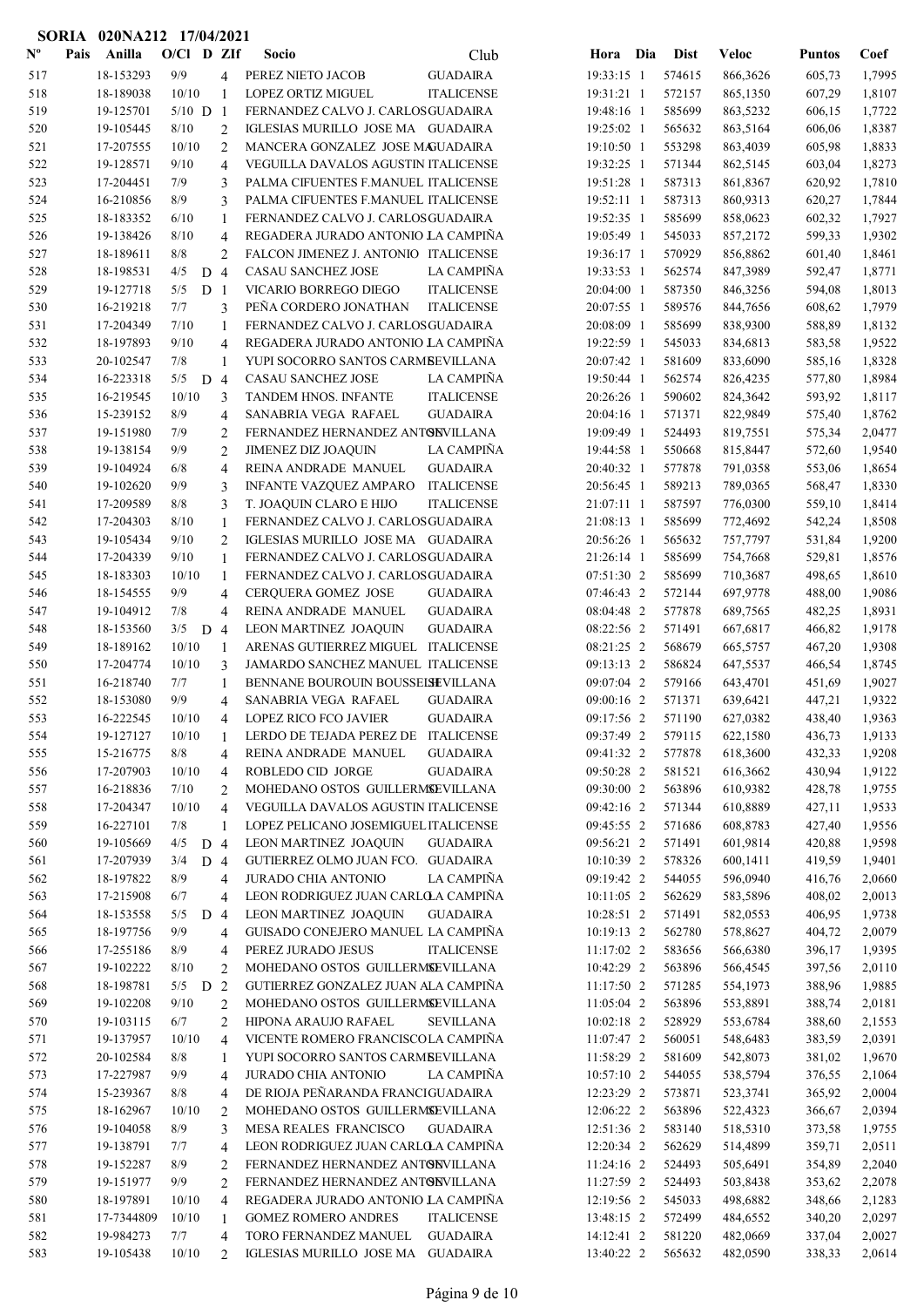**SORIA 020NA212 17/04/2021**

| Nº | Pais | Anilla | O/Cl | D | ZIf | Socio | Club | Hora | Dia | Dist | Veloc | Puntos | Coef |
|---|---|---|---|---|---|---|---|---|---|---|---|---|---|
| 517 | | 18-153293 | 9/9 | | 4 | PEREZ NIETO JACOB | GUADAIRA | 19:33:15 | 1 | 574615 | 866,3626 | 605,73 | 1,7995 |
| 518 | | 18-189038 | 10/10 | | 1 | LOPEZ ORTIZ MIGUEL | ITALICENSE | 19:31:21 | 1 | 572157 | 865,1350 | 607,29 | 1,8107 |
| 519 | | 19-125701 | 5/10 | D | 1 | FERNANDEZ CALVO J. CARLOS | GUADAIRA | 19:48:16 | 1 | 585699 | 863,5232 | 606,15 | 1,7722 |
| 520 | | 19-105445 | 8/10 | | 2 | IGLESIAS MURILLO JOSE MA | GUADAIRA | 19:25:02 | 1 | 565632 | 863,5164 | 606,06 | 1,8387 |
| 521 | | 17-207555 | 10/10 | | 2 | MANCERA GONZALEZ JOSE MA | GUADAIRA | 19:10:50 | 1 | 553298 | 863,4039 | 605,98 | 1,8833 |
| 522 | | 19-128571 | 9/10 | | 4 | VEGUILLA DAVALOS AGUSTIN | ITALICENSE | 19:32:25 | 1 | 571344 | 862,5145 | 603,04 | 1,8273 |
| 523 | | 17-204451 | 7/9 | | 3 | PALMA CIFUENTES F.MANUEL | ITALICENSE | 19:51:28 | 1 | 587313 | 861,8367 | 620,92 | 1,7810 |
| 524 | | 16-210856 | 8/9 | | 3 | PALMA CIFUENTES F.MANUEL | ITALICENSE | 19:52:11 | 1 | 587313 | 860,9313 | 620,27 | 1,7844 |
| 525 | | 18-183352 | 6/10 | | 1 | FERNANDEZ CALVO J. CARLOS | GUADAIRA | 19:52:35 | 1 | 585699 | 858,0623 | 602,32 | 1,7927 |
| 526 | | 19-138426 | 8/10 | | 4 | REGADERA JURADO ANTONIO J. | LA CAMPIÑA | 19:05:49 | 1 | 545033 | 857,2172 | 599,33 | 1,9302 |
| 527 | | 18-189611 | 8/8 | | 2 | FALCON JIMENEZ J. ANTONIO | ITALICENSE | 19:36:17 | 1 | 570929 | 856,8862 | 601,40 | 1,8461 |
| 528 | | 18-198531 | 4/5 | D | 4 | CASAU SANCHEZ JOSE | LA CAMPIÑA | 19:33:53 | 1 | 562574 | 847,3989 | 592,47 | 1,8771 |
| 529 | | 19-127718 | 5/5 | D | 1 | VICARIO BORREGO DIEGO | ITALICENSE | 20:04:00 | 1 | 587350 | 846,3256 | 594,08 | 1,8013 |
| 530 | | 16-219218 | 7/7 | | 3 | PEÑA CORDERO JONATHAN | ITALICENSE | 20:07:55 | 1 | 589576 | 844,7656 | 608,62 | 1,7979 |
| 531 | | 17-204349 | 7/10 | | 1 | FERNANDEZ CALVO J. CARLOS | GUADAIRA | 20:08:09 | 1 | 585699 | 838,9300 | 588,89 | 1,8132 |
| 532 | | 18-197893 | 9/10 | | 4 | REGADERA JURADO ANTONIO J. | LA CAMPIÑA | 19:22:59 | 1 | 545033 | 834,6813 | 583,58 | 1,9522 |
| 533 | | 20-102547 | 7/8 | | 1 | YUPI SOCORRO SANTOS CARME | SEVILLANA | 20:07:42 | 1 | 581609 | 833,6090 | 585,16 | 1,8328 |
| 534 | | 16-223318 | 5/5 | D | 4 | CASAU SANCHEZ JOSE | LA CAMPIÑA | 19:50:44 | 1 | 562574 | 826,4235 | 577,80 | 1,8984 |
| 535 | | 16-219545 | 10/10 | | 3 | TANDEM HNOS. INFANTE | ITALICENSE | 20:26:26 | 1 | 590602 | 824,3642 | 593,92 | 1,8117 |
| 536 | | 15-239152 | 8/9 | | 4 | SANABRIA VEGA RAFAEL | GUADAIRA | 20:04:16 | 1 | 571371 | 822,9849 | 575,40 | 1,8762 |
| 537 | | 19-151980 | 7/9 | | 2 | FERNANDEZ HERNANDEZ ANTON | SEVILLANA | 19:09:49 | 1 | 524493 | 819,7551 | 575,34 | 2,0477 |
| 538 | | 19-138154 | 9/9 | | 2 | JIMENEZ DIZ JOAQUIN | LA CAMPIÑA | 19:44:58 | 1 | 550668 | 815,8447 | 572,60 | 1,9540 |
| 539 | | 19-104924 | 6/8 | | 4 | REINA ANDRADE MANUEL | GUADAIRA | 20:40:32 | 1 | 577878 | 791,0358 | 553,06 | 1,8654 |
| 540 | | 19-102620 | 9/9 | | 3 | INFANTE VAZQUEZ AMPARO | ITALICENSE | 20:56:45 | 1 | 589213 | 789,0365 | 568,47 | 1,8330 |
| 541 | | 17-209589 | 8/8 | | 3 | T. JOAQUIN CLARO E HIJO | ITALICENSE | 21:07:11 | 1 | 587597 | 776,0300 | 559,10 | 1,8414 |
| 542 | | 17-204303 | 8/10 | | 1 | FERNANDEZ CALVO J. CARLOS | GUADAIRA | 21:08:13 | 1 | 585699 | 772,4692 | 542,24 | 1,8508 |
| 543 | | 19-105434 | 9/10 | | 2 | IGLESIAS MURILLO JOSE MA | GUADAIRA | 20:56:26 | 1 | 565632 | 757,7797 | 531,84 | 1,9200 |
| 544 | | 17-204339 | 9/10 | | 1 | FERNANDEZ CALVO J. CARLOS | GUADAIRA | 21:26:14 | 1 | 585699 | 754,7668 | 529,81 | 1,8576 |
| 545 | | 18-183303 | 10/10 | | 1 | FERNANDEZ CALVO J. CARLOS | GUADAIRA | 07:51:30 | 2 | 585699 | 710,3687 | 498,65 | 1,8610 |
| 546 | | 18-154555 | 9/9 | | 4 | CERQUERA GOMEZ JOSE | GUADAIRA | 07:46:43 | 2 | 572144 | 697,9778 | 488,00 | 1,9086 |
| 547 | | 19-104912 | 7/8 | | 4 | REINA ANDRADE MANUEL | GUADAIRA | 08:04:48 | 2 | 577878 | 689,7565 | 482,25 | 1,8931 |
| 548 | | 18-153560 | 3/5 | D | 4 | LEON MARTINEZ JOAQUIN | GUADAIRA | 08:22:56 | 2 | 571491 | 667,6817 | 466,82 | 1,9178 |
| 549 | | 18-189162 | 10/10 | | 1 | ARENAS GUTIERREZ MIGUEL | ITALICENSE | 08:21:25 | 2 | 568679 | 665,5757 | 467,20 | 1,9308 |
| 550 | | 17-204774 | 10/10 | | 3 | JAMARDO SANCHEZ MANUEL | ITALICENSE | 09:13:13 | 2 | 586824 | 647,5537 | 466,54 | 1,8745 |
| 551 | | 16-218740 | 7/7 | | 1 | BENNANE BOUROUIN BOUSSELH | SEVILLANA | 09:07:04 | 2 | 579166 | 643,4701 | 451,69 | 1,9027 |
| 552 | | 18-153080 | 9/9 | | 4 | SANABRIA VEGA RAFAEL | GUADAIRA | 09:00:16 | 2 | 571371 | 639,6421 | 447,21 | 1,9322 |
| 553 | | 16-222545 | 10/10 | | 4 | LOPEZ RICO FCO JAVIER | GUADAIRA | 09:17:56 | 2 | 571190 | 627,0382 | 438,40 | 1,9363 |
| 554 | | 19-127127 | 10/10 | | 1 | LERDO DE TEJADA PEREZ DE | ITALICENSE | 09:37:49 | 2 | 579115 | 622,1580 | 436,73 | 1,9133 |
| 555 | | 15-216775 | 8/8 | | 4 | REINA ANDRADE MANUEL | GUADAIRA | 09:41:32 | 2 | 577878 | 618,3600 | 432,33 | 1,9208 |
| 556 | | 17-207903 | 10/10 | | 4 | ROBLEDO CID JORGE | GUADAIRA | 09:50:28 | 2 | 581521 | 616,3662 | 430,94 | 1,9122 |
| 557 | | 16-218836 | 7/10 | | 2 | MOHEDANO OSTOS GUILLERMO | SEVILLANA | 09:30:00 | 2 | 563896 | 610,9382 | 428,78 | 1,9755 |
| 558 | | 17-204347 | 10/10 | | 4 | VEGUILLA DAVALOS AGUSTIN | ITALICENSE | 09:42:16 | 2 | 571344 | 610,8889 | 427,11 | 1,9533 |
| 559 | | 16-227101 | 7/8 | | 1 | LOPEZ PELICANO JOSEMIGUEL | ITALICENSE | 09:45:55 | 2 | 571686 | 608,8783 | 427,40 | 1,9556 |
| 560 | | 19-105669 | 4/5 | D | 4 | LEON MARTINEZ JOAQUIN | GUADAIRA | 09:56:21 | 2 | 571491 | 601,9814 | 420,88 | 1,9598 |
| 561 | | 17-207939 | 3/4 | D | 4 | GUTIERREZ OLMO JUAN FCO. | GUADAIRA | 10:10:39 | 2 | 578326 | 600,1411 | 419,59 | 1,9401 |
| 562 | | 18-197822 | 8/9 | | 4 | JURADO CHIA ANTONIO | LA CAMPIÑA | 09:19:42 | 2 | 544055 | 596,0940 | 416,76 | 2,0660 |
| 563 | | 17-215908 | 6/7 | | 4 | LEON RODRIGUEZ JUAN CARLO | LA CAMPIÑA | 10:11:05 | 2 | 562629 | 583,5896 | 408,02 | 2,0013 |
| 564 | | 18-153558 | 5/5 | D | 4 | LEON MARTINEZ JOAQUIN | GUADAIRA | 10:28:51 | 2 | 571491 | 582,0553 | 406,95 | 1,9738 |
| 565 | | 18-197756 | 9/9 | | 4 | GUISADO CONEJERO MANUEL | LA CAMPIÑA | 10:19:13 | 2 | 562780 | 578,8627 | 404,72 | 2,0079 |
| 566 | | 17-255186 | 8/9 | | 4 | PEREZ JURADO JESUS | ITALICENSE | 11:17:02 | 2 | 583656 | 566,6380 | 396,17 | 1,9395 |
| 567 | | 19-102222 | 8/10 | | 2 | MOHEDANO OSTOS GUILLERMO | SEVILLANA | 10:42:29 | 2 | 563896 | 566,4545 | 397,56 | 2,0110 |
| 568 | | 18-198781 | 5/5 | D | 2 | GUTIERREZ GONZALEZ JUAN A | LA CAMPIÑA | 11:17:50 | 2 | 571285 | 554,1973 | 388,96 | 1,9885 |
| 569 | | 19-102208 | 9/10 | | 2 | MOHEDANO OSTOS GUILLERMO | SEVILLANA | 11:05:04 | 2 | 563896 | 553,8891 | 388,74 | 2,0181 |
| 570 | | 19-103115 | 6/7 | | 2 | HIPONA ARAUJO RAFAEL | SEVILLANA | 10:02:18 | 2 | 528929 | 553,6784 | 388,60 | 2,1553 |
| 571 | | 19-137957 | 10/10 | | 4 | VICENTE ROMERO FRANCISCO | LA CAMPIÑA | 11:07:47 | 2 | 560051 | 548,6483 | 383,59 | 2,0391 |
| 572 | | 20-102584 | 8/8 | | 1 | YUPI SOCORRO SANTOS CARME | SEVILLANA | 11:58:29 | 2 | 581609 | 542,8073 | 381,02 | 1,9670 |
| 573 | | 17-227987 | 9/9 | | 4 | JURADO CHIA ANTONIO | LA CAMPIÑA | 10:57:10 | 2 | 544055 | 538,5794 | 376,55 | 2,1064 |
| 574 | | 15-239367 | 8/8 | | 4 | DE RIOJA PEÑARANDA FRANCI | GUADAIRA | 12:23:29 | 2 | 573871 | 523,3741 | 365,92 | 2,0004 |
| 575 | | 18-162967 | 10/10 | | 2 | MOHEDANO OSTOS GUILLERMO | SEVILLANA | 12:06:22 | 2 | 563896 | 522,4323 | 366,67 | 2,0394 |
| 576 | | 19-104058 | 8/9 | | 3 | MESA REALES FRANCISCO | GUADAIRA | 12:51:36 | 2 | 583140 | 518,5310 | 373,58 | 1,9755 |
| 577 | | 19-138791 | 7/7 | | 4 | LEON RODRIGUEZ JUAN CARLO | LA CAMPIÑA | 12:20:34 | 2 | 562629 | 514,4899 | 359,71 | 2,0511 |
| 578 | | 19-152287 | 8/9 | | 2 | FERNANDEZ HERNANDEZ ANTON | SEVILLANA | 11:24:16 | 2 | 524493 | 505,6491 | 354,89 | 2,2040 |
| 579 | | 19-151977 | 9/9 | | 2 | FERNANDEZ HERNANDEZ ANTON | SEVILLANA | 11:27:59 | 2 | 524493 | 503,8438 | 353,62 | 2,2078 |
| 580 | | 18-197891 | 10/10 | | 4 | REGADERA JURADO ANTONIO J. | LA CAMPIÑA | 12:19:56 | 2 | 545033 | 498,6882 | 348,66 | 2,1283 |
| 581 | | 17-7344809 | 10/10 | | 1 | GOMEZ ROMERO ANDRES | ITALICENSE | 13:48:15 | 2 | 572499 | 484,6552 | 340,20 | 2,0297 |
| 582 | | 19-984273 | 7/7 | | 4 | TORO FERNANDEZ MANUEL | GUADAIRA | 14:12:41 | 2 | 581220 | 482,0669 | 337,04 | 2,0027 |
| 583 | | 19-105438 | 10/10 | | 2 | IGLESIAS MURILLO JOSE MA | GUADAIRA | 13:40:22 | 2 | 565632 | 482,0590 | 338,33 | 2,0614 |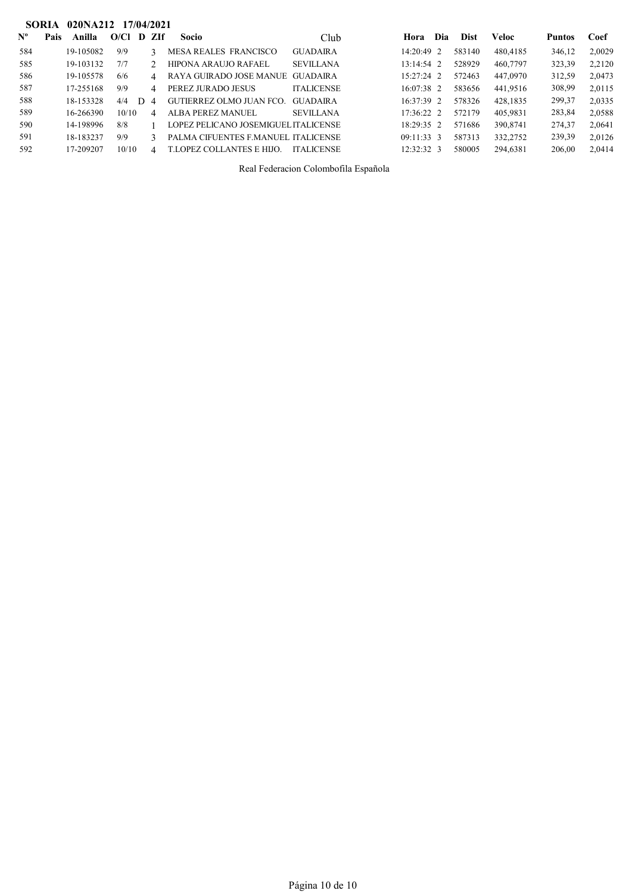**SORIA 020NA212 17/04/2021**

| Nº | Pais | Anilla | O/Cl | D | ZIf | Socio | Club | Hora | Dia | Dist | Veloc | Puntos | Coef |
|---|---|---|---|---|---|---|---|---|---|---|---|---|---|
| 584 | | 19-105082 | 9/9 | | 3 | MESA REALES FRANCISCO | GUADAIRA | 14:20:49 | 2 | 583140 | 480,4185 | 346,12 | 2,0029 |
| 585 | | 19-103132 | 7/7 | | 2 | HIPONA ARAUJO RAFAEL | SEVILLANA | 13:14:54 | 2 | 528929 | 460,7797 | 323,39 | 2,2120 |
| 586 | | 19-105578 | 6/6 | | 4 | RAYA GUIRADO JOSE MANUE | GUADAIRA | 15:27:24 | 2 | 572463 | 447,0970 | 312,59 | 2,0473 |
| 587 | | 17-255168 | 9/9 | | 4 | PEREZ JURADO JESUS | ITALICENSE | 16:07:38 | 2 | 583656 | 441,9516 | 308,99 | 2,0115 |
| 588 | | 18-153328 | 4/4 | D | 4 | GUTIERREZ OLMO JUAN FCO. | GUADAIRA | 16:37:39 | 2 | 578326 | 428,1835 | 299,37 | 2,0335 |
| 589 | | 16-266390 | 10/10 | | 4 | ALBA PEREZ MANUEL | SEVILLANA | 17:36:22 | 2 | 572179 | 405,9831 | 283,84 | 2,0588 |
| 590 | | 14-198996 | 8/8 | | 1 | LOPEZ PELICANO JOSEMIGUEL | ITALICENSE | 18:29:35 | 2 | 571686 | 390,8741 | 274,37 | 2,0641 |
| 591 | | 18-183237 | 9/9 | | 3 | PALMA CIFUENTES F.MANUEL | ITALICENSE | 09:11:33 | 3 | 587313 | 332,2752 | 239,39 | 2,0126 |
| 592 | | 17-209207 | 10/10 | | 4 | T.LOPEZ COLLANTES E HIJO. | ITALICENSE | 12:32:32 | 3 | 580005 | 294,6381 | 206,00 | 2,0414 |

Real Federacion Colombofila Española